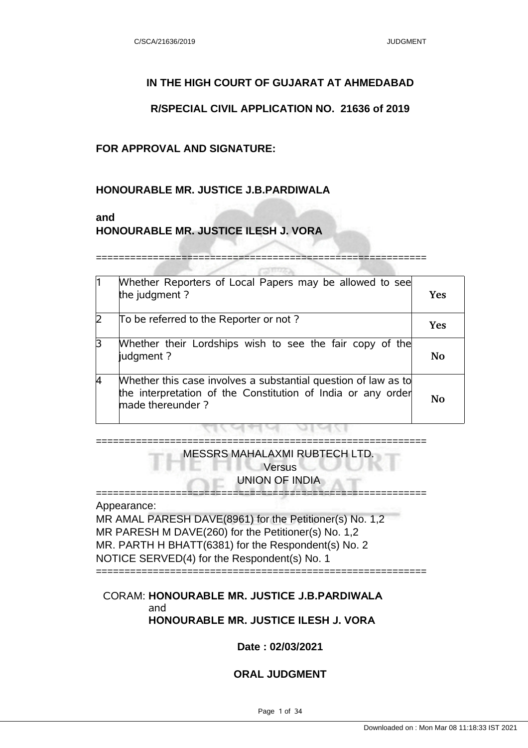# IN THE HIGH COURT OF GUJARAT AT AHMEDABAD

## R/SPECIAL CIVIL APPLICATION NO. 21636 of 2019

**FOR APPROVAL AND SIGNATURE:**

**HONOURABLE MR. JUSTICE J.B.PARDIWALA**

**and**
**HONOURABLE MR. JUSTICE ILESH J. VORA**

==========================================================

| | | |
|---|---|---|
| 1 | Whether Reporters of Local Papers may be allowed to see the judgment ? | Yes |
| 2 | To be referred to the Reporter or not ? | Yes |
| 3 | Whether their Lordships wish to see the fair copy of the judgment ? | No |
| 4 | Whether this case involves a substantial question of law as to the interpretation of the Constitution of India or any order made thereunder ? | No |

==========================================================

MESSRS MAHALAXMI RUBTECH LTD.
Versus
UNION OF INDIA

==========================================================

Appearance:
MR AMAL PARESH DAVE(8961) for the Petitioner(s) No. 1,2
MR PARESH M DAVE(260) for the Petitioner(s) No. 1,2
MR. PARTH H BHATT(6381) for the Respondent(s) No. 2
NOTICE SERVED(4) for the Respondent(s) No. 1

==========================================================

CORAM: **HONOURABLE MR. JUSTICE J.B.PARDIWALA**
and
**HONOURABLE MR. JUSTICE ILESH J. VORA**

**Date : 02/03/2021**

**ORAL JUDGMENT**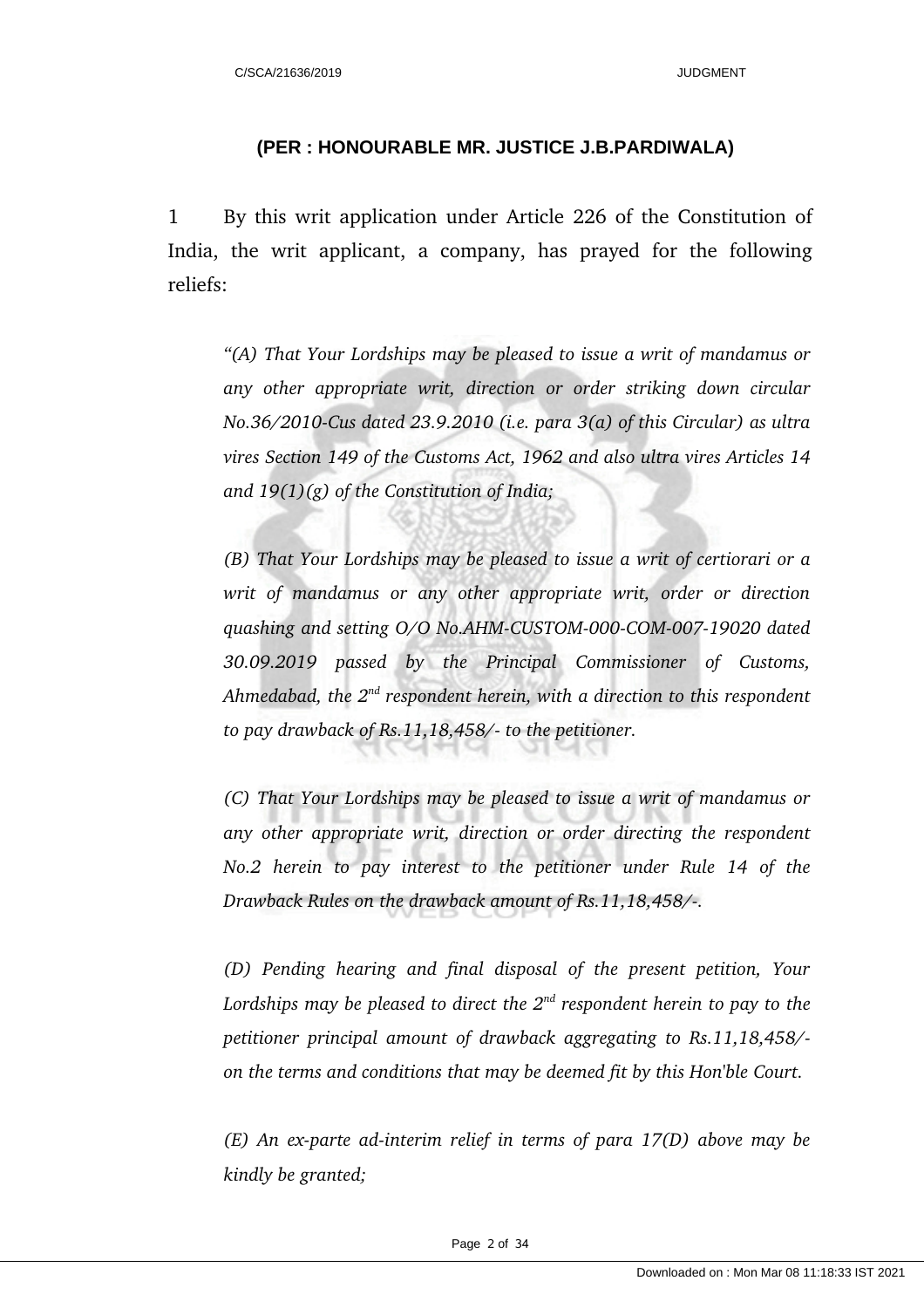**(PER : HONOURABLE MR. JUSTICE J.B.PARDIWALA)**

1 By this writ application under Article 226 of the Constitution of India, the writ applicant, a company, has prayed for the following reliefs:

> *"(A) That Your Lordships may be pleased to issue a writ of mandamus or any other appropriate writ, direction or order striking down circular No.36/2010-Cus dated 23.9.2010 (i.e. para 3(a) of this Circular) as ultra vires Section 149 of the Customs Act, 1962 and also ultra vires Articles 14 and 19(1)(g) of the Constitution of India;*
>
> *(B) That Your Lordships may be pleased to issue a writ of certiorari or a writ of mandamus or any other appropriate writ, order or direction quashing and setting O/O No.AHM-CUSTOM-000-COM-007-19020 dated 30.09.2019 passed by the Principal Commissioner of Customs, Ahmedabad, the 2nd respondent herein, with a direction to this respondent to pay drawback of Rs.11,18,458/- to the petitioner.*
>
> *(C) That Your Lordships may be pleased to issue a writ of mandamus or any other appropriate writ, direction or order directing the respondent No.2 herein to pay interest to the petitioner under Rule 14 of the Drawback Rules on the drawback amount of Rs.11,18,458/-.*
>
> *(D) Pending hearing and final disposal of the present petition, Your Lordships may be pleased to direct the 2nd respondent herein to pay to the petitioner principal amount of drawback aggregating to Rs.11,18,458/- on the terms and conditions that may be deemed fit by this Hon'ble Court.*
>
> *(E) An ex-parte ad-interim relief in terms of para 17(D) above may be kindly be granted;*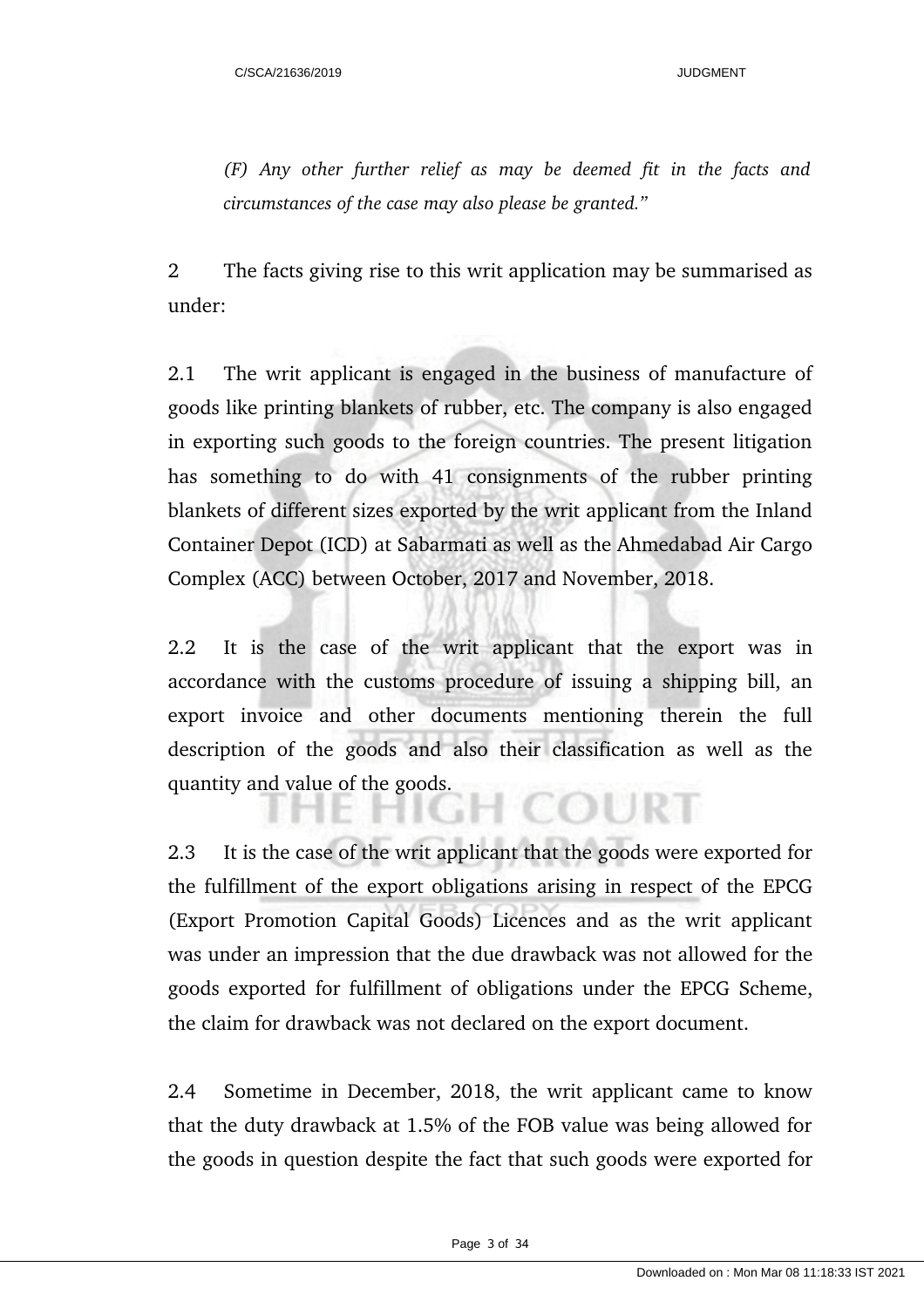*(F) Any other further relief as may be deemed fit in the facts and circumstances of the case may also please be granted."*

2 The facts giving rise to this writ application may be summarised as under:

2.1 The writ applicant is engaged in the business of manufacture of goods like printing blankets of rubber, etc. The company is also engaged in exporting such goods to the foreign countries. The present litigation has something to do with 41 consignments of the rubber printing blankets of different sizes exported by the writ applicant from the Inland Container Depot (ICD) at Sabarmati as well as the Ahmedabad Air Cargo Complex (ACC) between October, 2017 and November, 2018.

2.2 It is the case of the writ applicant that the export was in accordance with the customs procedure of issuing a shipping bill, an export invoice and other documents mentioning therein the full description of the goods and also their classification as well as the quantity and value of the goods.

2.3 It is the case of the writ applicant that the goods were exported for the fulfillment of the export obligations arising in respect of the EPCG (Export Promotion Capital Goods) Licences and as the writ applicant was under an impression that the due drawback was not allowed for the goods exported for fulfillment of obligations under the EPCG Scheme, the claim for drawback was not declared on the export document.

2.4 Sometime in December, 2018, the writ applicant came to know that the duty drawback at 1.5% of the FOB value was being allowed for the goods in question despite the fact that such goods were exported for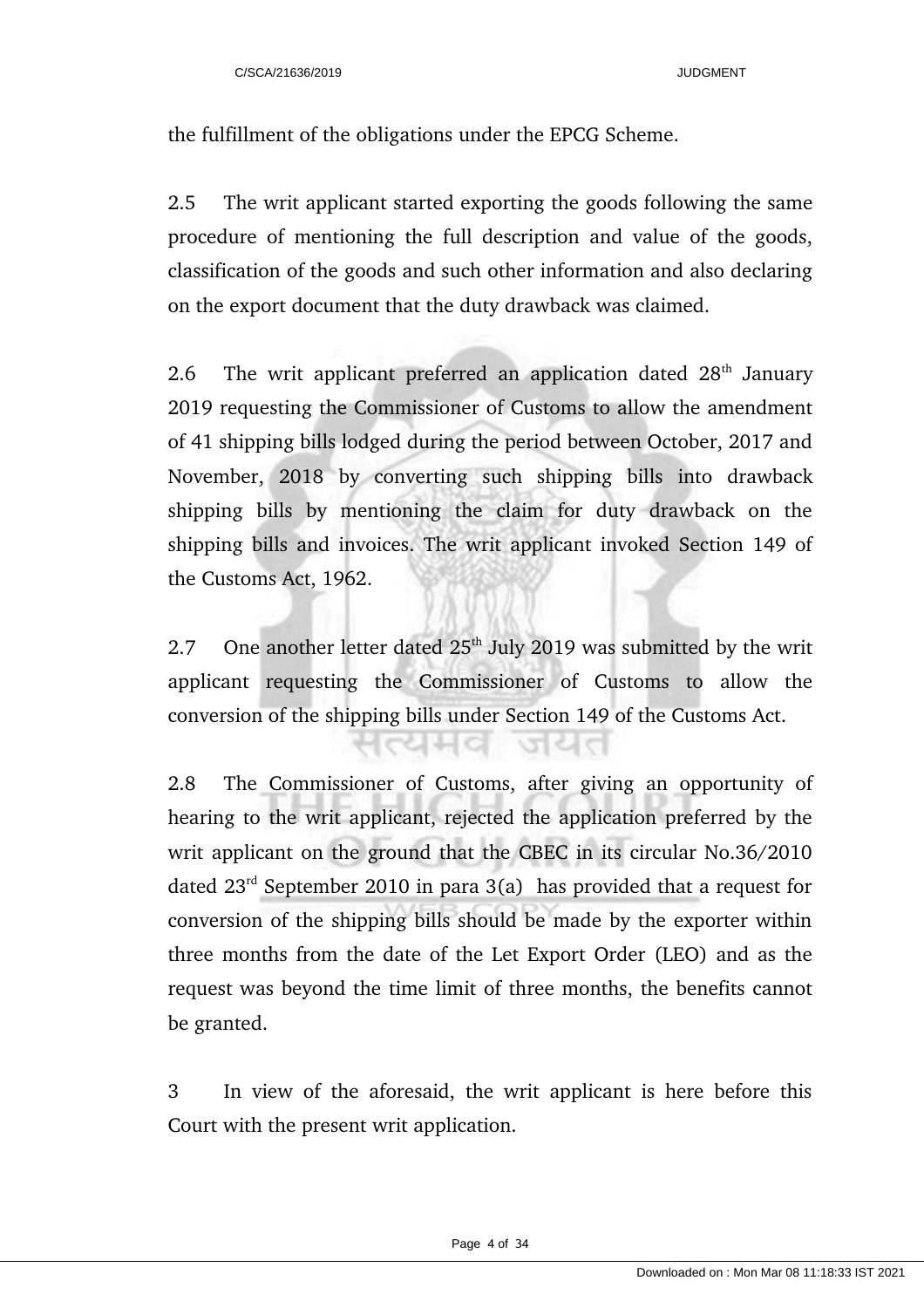the fulfillment of the obligations under the EPCG Scheme.

2.5 The writ applicant started exporting the goods following the same procedure of mentioning the full description and value of the goods, classification of the goods and such other information and also declaring on the export document that the duty drawback was claimed.

2.6 The writ applicant preferred an application dated 28th January 2019 requesting the Commissioner of Customs to allow the amendment of 41 shipping bills lodged during the period between October, 2017 and November, 2018 by converting such shipping bills into drawback shipping bills by mentioning the claim for duty drawback on the shipping bills and invoices. The writ applicant invoked Section 149 of the Customs Act, 1962.

2.7 One another letter dated 25th July 2019 was submitted by the writ applicant requesting the Commissioner of Customs to allow the conversion of the shipping bills under Section 149 of the Customs Act.

2.8 The Commissioner of Customs, after giving an opportunity of hearing to the writ applicant, rejected the application preferred by the writ applicant on the ground that the CBEC in its circular No.36/2010 dated 23rd September 2010 in para 3(a) has provided that a request for conversion of the shipping bills should be made by the exporter within three months from the date of the Let Export Order (LEO) and as the request was beyond the time limit of three months, the benefits cannot be granted.

3 In view of the aforesaid, the writ applicant is here before this Court with the present writ application.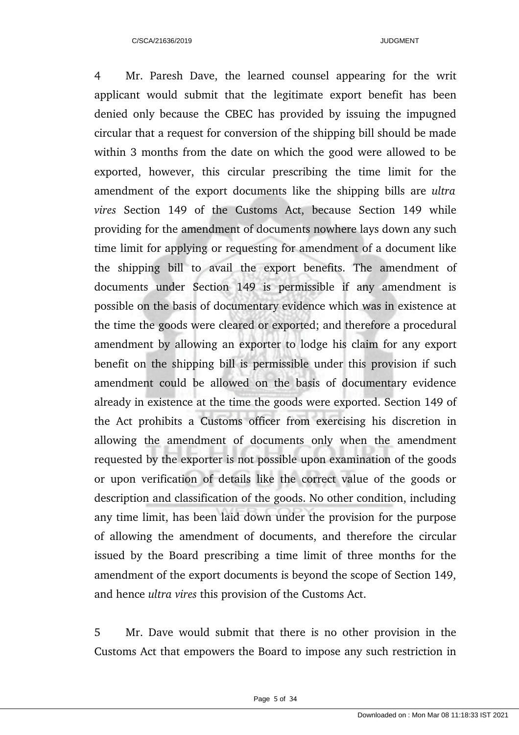4 Mr. Paresh Dave, the learned counsel appearing for the writ applicant would submit that the legitimate export benefit has been denied only because the CBEC has provided by issuing the impugned circular that a request for conversion of the shipping bill should be made within 3 months from the date on which the good were allowed to be exported, however, this circular prescribing the time limit for the amendment of the export documents like the shipping bills are *ultra vires* Section 149 of the Customs Act, because Section 149 while providing for the amendment of documents nowhere lays down any such time limit for applying or requesting for amendment of a document like the shipping bill to avail the export benefits. The amendment of documents under Section 149 is permissible if any amendment is possible on the basis of documentary evidence which was in existence at the time the goods were cleared or exported; and therefore a procedural amendment by allowing an exporter to lodge his claim for any export benefit on the shipping bill is permissible under this provision if such amendment could be allowed on the basis of documentary evidence already in existence at the time the goods were exported. Section 149 of the Act prohibits a Customs officer from exercising his discretion in allowing the amendment of documents only when the amendment requested by the exporter is not possible upon examination of the goods or upon verification of details like the correct value of the goods or description and classification of the goods. No other condition, including any time limit, has been laid down under the provision for the purpose of allowing the amendment of documents, and therefore the circular issued by the Board prescribing a time limit of three months for the amendment of the export documents is beyond the scope of Section 149, and hence *ultra vires* this provision of the Customs Act.

5 Mr. Dave would submit that there is no other provision in the Customs Act that empowers the Board to impose any such restriction in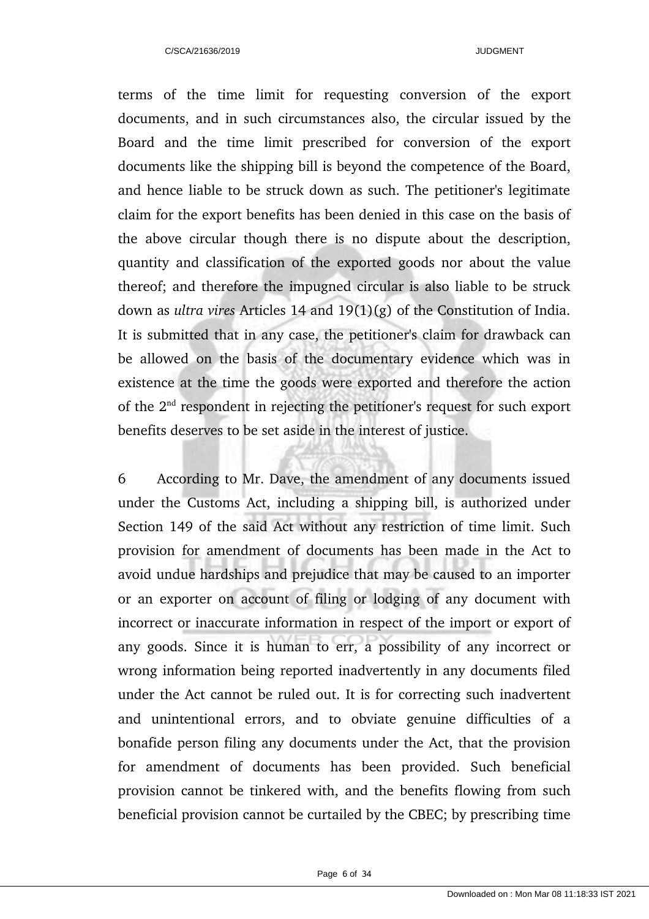terms of the time limit for requesting conversion of the export documents, and in such circumstances also, the circular issued by the Board and the time limit prescribed for conversion of the export documents like the shipping bill is beyond the competence of the Board, and hence liable to be struck down as such. The petitioner's legitimate claim for the export benefits has been denied in this case on the basis of the above circular though there is no dispute about the description, quantity and classification of the exported goods nor about the value thereof; and therefore the impugned circular is also liable to be struck down as *ultra vires* Articles 14 and 19(1)(g) of the Constitution of India. It is submitted that in any case, the petitioner's claim for drawback can be allowed on the basis of the documentary evidence which was in existence at the time the goods were exported and therefore the action of the 2nd respondent in rejecting the petitioner's request for such export benefits deserves to be set aside in the interest of justice.

6 According to Mr. Dave, the amendment of any documents issued under the Customs Act, including a shipping bill, is authorized under Section 149 of the said Act without any restriction of time limit. Such provision for amendment of documents has been made in the Act to avoid undue hardships and prejudice that may be caused to an importer or an exporter on account of filing or lodging of any document with incorrect or inaccurate information in respect of the import or export of any goods. Since it is human to err, a possibility of any incorrect or wrong information being reported inadvertently in any documents filed under the Act cannot be ruled out. It is for correcting such inadvertent and unintentional errors, and to obviate genuine difficulties of a bonafide person filing any documents under the Act, that the provision for amendment of documents has been provided. Such beneficial provision cannot be tinkered with, and the benefits flowing from such beneficial provision cannot be curtailed by the CBEC; by prescribing time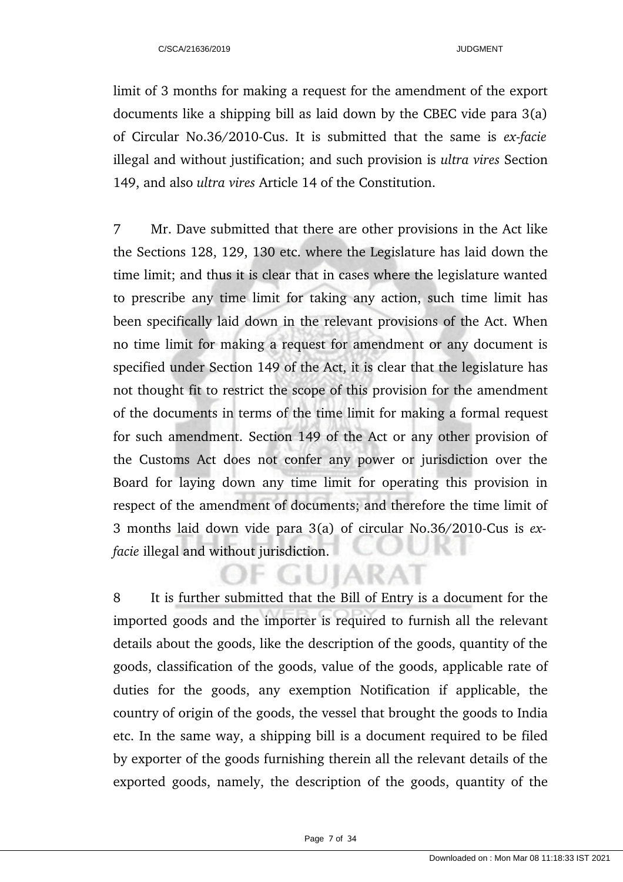limit of 3 months for making a request for the amendment of the export documents like a shipping bill as laid down by the CBEC vide para 3(a) of Circular No.36/2010-Cus. It is submitted that the same is *ex-facie* illegal and without justification; and such provision is *ultra vires* Section 149, and also *ultra vires* Article 14 of the Constitution.

7 Mr. Dave submitted that there are other provisions in the Act like the Sections 128, 129, 130 etc. where the Legislature has laid down the time limit; and thus it is clear that in cases where the legislature wanted to prescribe any time limit for taking any action, such time limit has been specifically laid down in the relevant provisions of the Act. When no time limit for making a request for amendment or any document is specified under Section 149 of the Act, it is clear that the legislature has not thought fit to restrict the scope of this provision for the amendment of the documents in terms of the time limit for making a formal request for such amendment. Section 149 of the Act or any other provision of the Customs Act does not confer any power or jurisdiction over the Board for laying down any time limit for operating this provision in respect of the amendment of documents; and therefore the time limit of 3 months laid down vide para 3(a) of circular No.36/2010-Cus is *ex-facie* illegal and without jurisdiction.

8 It is further submitted that the Bill of Entry is a document for the imported goods and the importer is required to furnish all the relevant details about the goods, like the description of the goods, quantity of the goods, classification of the goods, value of the goods, applicable rate of duties for the goods, any exemption Notification if applicable, the country of origin of the goods, the vessel that brought the goods to India etc. In the same way, a shipping bill is a document required to be filed by exporter of the goods furnishing therein all the relevant details of the exported goods, namely, the description of the goods, quantity of the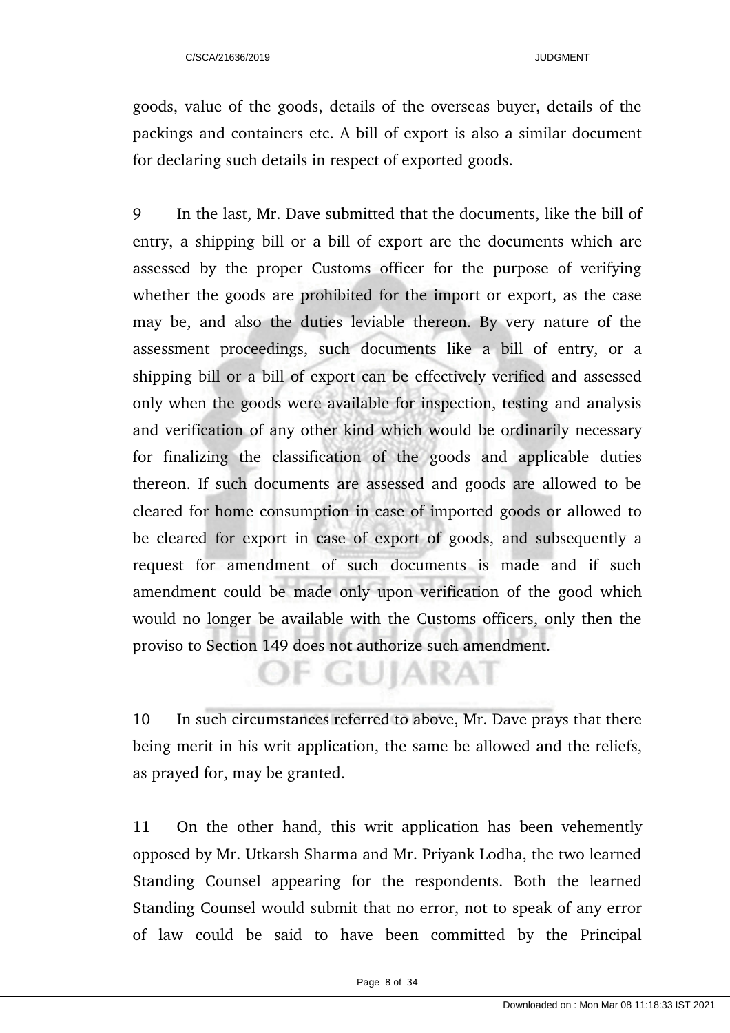goods, value of the goods, details of the overseas buyer, details of the packings and containers etc. A bill of export is also a similar document for declaring such details in respect of exported goods.

9 In the last, Mr. Dave submitted that the documents, like the bill of entry, a shipping bill or a bill of export are the documents which are assessed by the proper Customs officer for the purpose of verifying whether the goods are prohibited for the import or export, as the case may be, and also the duties leviable thereon. By very nature of the assessment proceedings, such documents like a bill of entry, or a shipping bill or a bill of export can be effectively verified and assessed only when the goods were available for inspection, testing and analysis and verification of any other kind which would be ordinarily necessary for finalizing the classification of the goods and applicable duties thereon. If such documents are assessed and goods are allowed to be cleared for home consumption in case of imported goods or allowed to be cleared for export in case of export of goods, and subsequently a request for amendment of such documents is made and if such amendment could be made only upon verification of the good which would no longer be available with the Customs officers, only then the proviso to Section 149 does not authorize such amendment.

10 In such circumstances referred to above, Mr. Dave prays that there being merit in his writ application, the same be allowed and the reliefs, as prayed for, may be granted.

11 On the other hand, this writ application has been vehemently opposed by Mr. Utkarsh Sharma and Mr. Priyank Lodha, the two learned Standing Counsel appearing for the respondents. Both the learned Standing Counsel would submit that no error, not to speak of any error of law could be said to have been committed by the Principal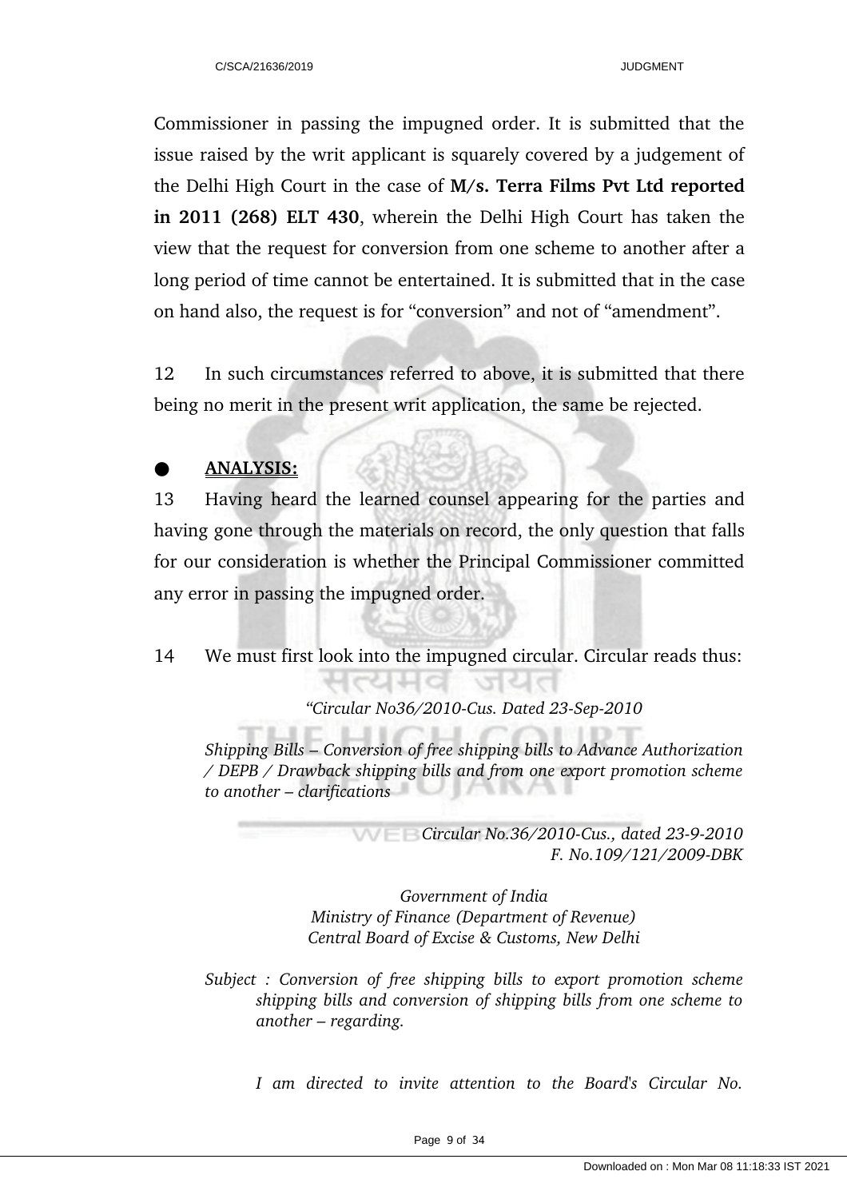Commissioner in passing the impugned order. It is submitted that the issue raised by the writ applicant is squarely covered by a judgement of the Delhi High Court in the case of **M/s. Terra Films Pvt Ltd reported in 2011 (268) ELT 430**, wherein the Delhi High Court has taken the view that the request for conversion from one scheme to another after a long period of time cannot be entertained. It is submitted that in the case on hand also, the request is for "conversion" and not of "amendment".

12 In such circumstances referred to above, it is submitted that there being no merit in the present writ application, the same be rejected.

● **ANALYSIS:**

13 Having heard the learned counsel appearing for the parties and having gone through the materials on record, the only question that falls for our consideration is whether the Principal Commissioner committed any error in passing the impugned order.

14 We must first look into the impugned circular. Circular reads thus:

*"Circular No36/2010-Cus. Dated 23-Sep-2010*

*Shipping Bills – Conversion of free shipping bills to Advance Authorization / DEPB / Drawback shipping bills and from one export promotion scheme to another – clarifications*

*Circular No.36/2010-Cus., dated 23-9-2010*
*F. No.109/121/2009-DBK*

*Government of India*
*Ministry of Finance (Department of Revenue)*
*Central Board of Excise & Customs, New Delhi*

*Subject : Conversion of free shipping bills to export promotion scheme shipping bills and conversion of shipping bills from one scheme to another – regarding.*

*I am directed to invite attention to the Board's Circular No.*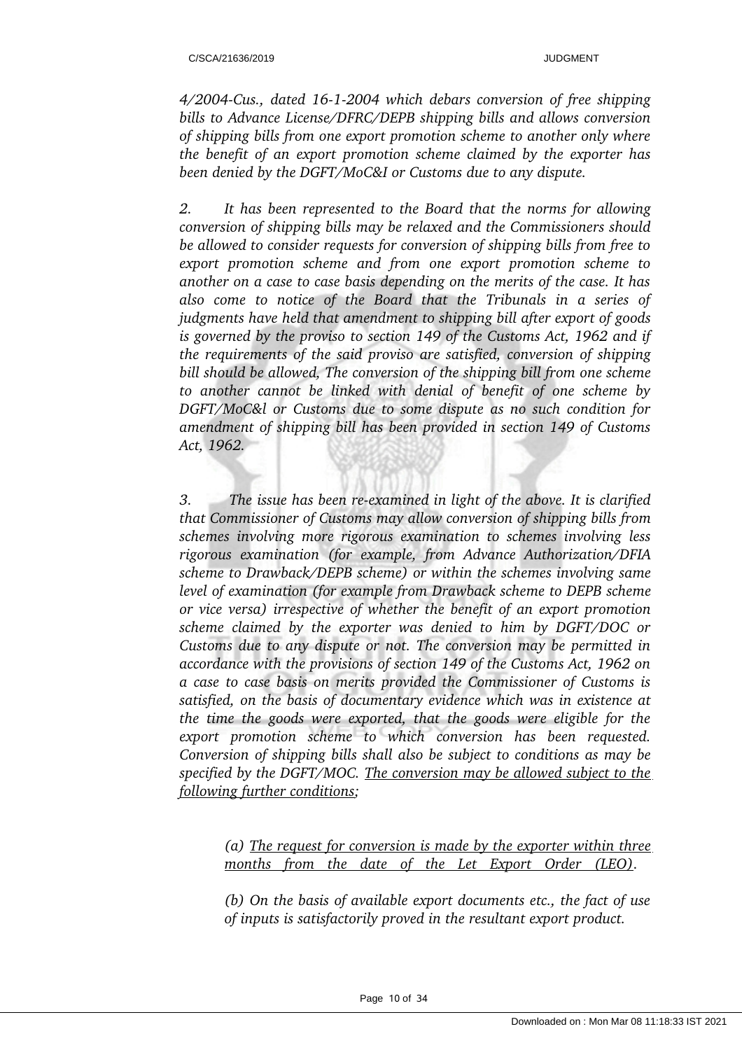*4/2004-Cus., dated 16-1-2004 which debars conversion of free shipping bills to Advance License/DFRC/DEPB shipping bills and allows conversion of shipping bills from one export promotion scheme to another only where the benefit of an export promotion scheme claimed by the exporter has been denied by the DGFT/MoC&I or Customs due to any dispute.*

*2. It has been represented to the Board that the norms for allowing conversion of shipping bills may be relaxed and the Commissioners should be allowed to consider requests for conversion of shipping bills from free to export promotion scheme and from one export promotion scheme to another on a case to case basis depending on the merits of the case. It has also come to notice of the Board that the Tribunals in a series of judgments have held that amendment to shipping bill after export of goods is governed by the proviso to section 149 of the Customs Act, 1962 and if the requirements of the said proviso are satisfied, conversion of shipping bill should be allowed, The conversion of the shipping bill from one scheme to another cannot be linked with denial of benefit of one scheme by DGFT/MoC&l or Customs due to some dispute as no such condition for amendment of shipping bill has been provided in section 149 of Customs Act, 1962.*

*3. The issue has been re-examined in light of the above. It is clarified that Commissioner of Customs may allow conversion of shipping bills from schemes involving more rigorous examination to schemes involving less rigorous examination (for example, from Advance Authorization/DFIA scheme to Drawback/DEPB scheme) or within the schemes involving same level of examination (for example from Drawback scheme to DEPB scheme or vice versa) irrespective of whether the benefit of an export promotion scheme claimed by the exporter was denied to him by DGFT/DOC or Customs due to any dispute or not. The conversion may be permitted in accordance with the provisions of section 149 of the Customs Act, 1962 on a case to case basis on merits provided the Commissioner of Customs is satisfied, on the basis of documentary evidence which was in existence at the time the goods were exported, that the goods were eligible for the export promotion scheme to which conversion has been requested. Conversion of shipping bills shall also be subject to conditions as may be specified by the DGFT/MOC. <u>The conversion may be allowed subject to the following further conditions</u>;*

> *(a) <u>The request for conversion is made by the exporter within three months from the date of the Let Export Order (LEO)</u>.*
>
> *(b) On the basis of available export documents etc., the fact of use of inputs is satisfactorily proved in the resultant export product.*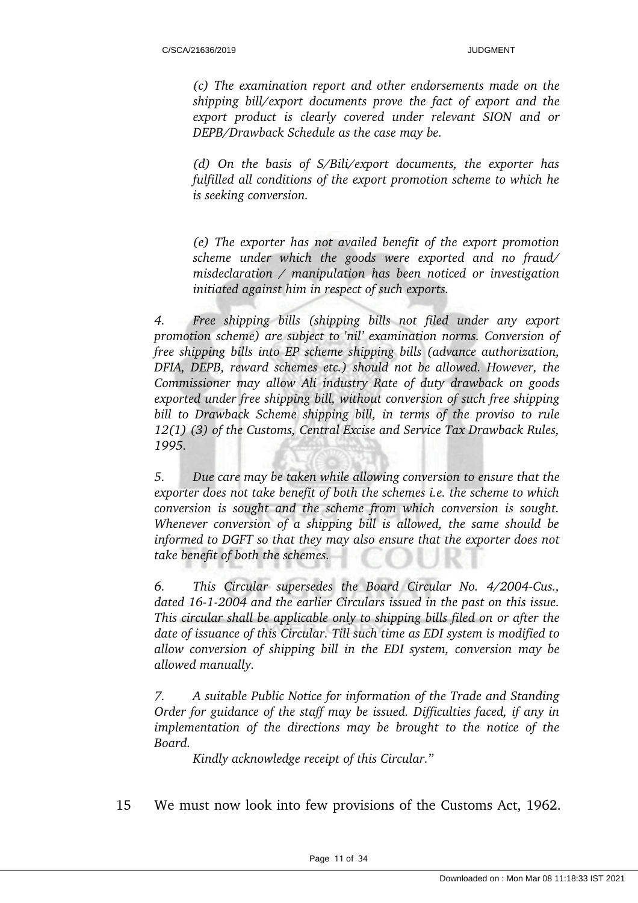*(c) The examination report and other endorsements made on the shipping bill/export documents prove the fact of export and the export product is clearly covered under relevant SION and or DEPB/Drawback Schedule as the case may be.*

*(d) On the basis of S/Bili/export documents, the exporter has fulfilled all conditions of the export promotion scheme to which he is seeking conversion.*

*(e) The exporter has not availed benefit of the export promotion scheme under which the goods were exported and no fraud/ misdeclaration / manipulation has been noticed or investigation initiated against him in respect of such exports.*

*4. Free shipping bills (shipping bills not filed under any export promotion scheme) are subject to 'nil' examination norms. Conversion of free shipping bills into EP scheme shipping bills (advance authorization, DFIA, DEPB, reward schemes etc.) should not be allowed. However, the Commissioner may allow Ali industry Rate of duty drawback on goods exported under free shipping bill, without conversion of such free shipping bill to Drawback Scheme shipping bill, in terms of the proviso to rule 12(1) (3) of the Customs, Central Excise and Service Tax Drawback Rules, 1995.*

*5. Due care may be taken while allowing conversion to ensure that the exporter does not take benefit of both the schemes i.e. the scheme to which conversion is sought and the scheme from which conversion is sought. Whenever conversion of a shipping bill is allowed, the same should be informed to DGFT so that they may also ensure that the exporter does not take benefit of both the schemes.*

*6. This Circular supersedes the Board Circular No. 4/2004-Cus., dated 16-1-2004 and the earlier Circulars issued in the past on this issue. This circular shall be applicable only to shipping bills filed on or after the date of issuance of this Circular. Till such time as EDI system is modified to allow conversion of shipping bill in the EDI system, conversion may be allowed manually.*

*7. A suitable Public Notice for information of the Trade and Standing Order for guidance of the staff may be issued. Difficulties faced, if any in implementation of the directions may be brought to the notice of the Board.*

*Kindly acknowledge receipt of this Circular."*

15 We must now look into few provisions of the Customs Act, 1962.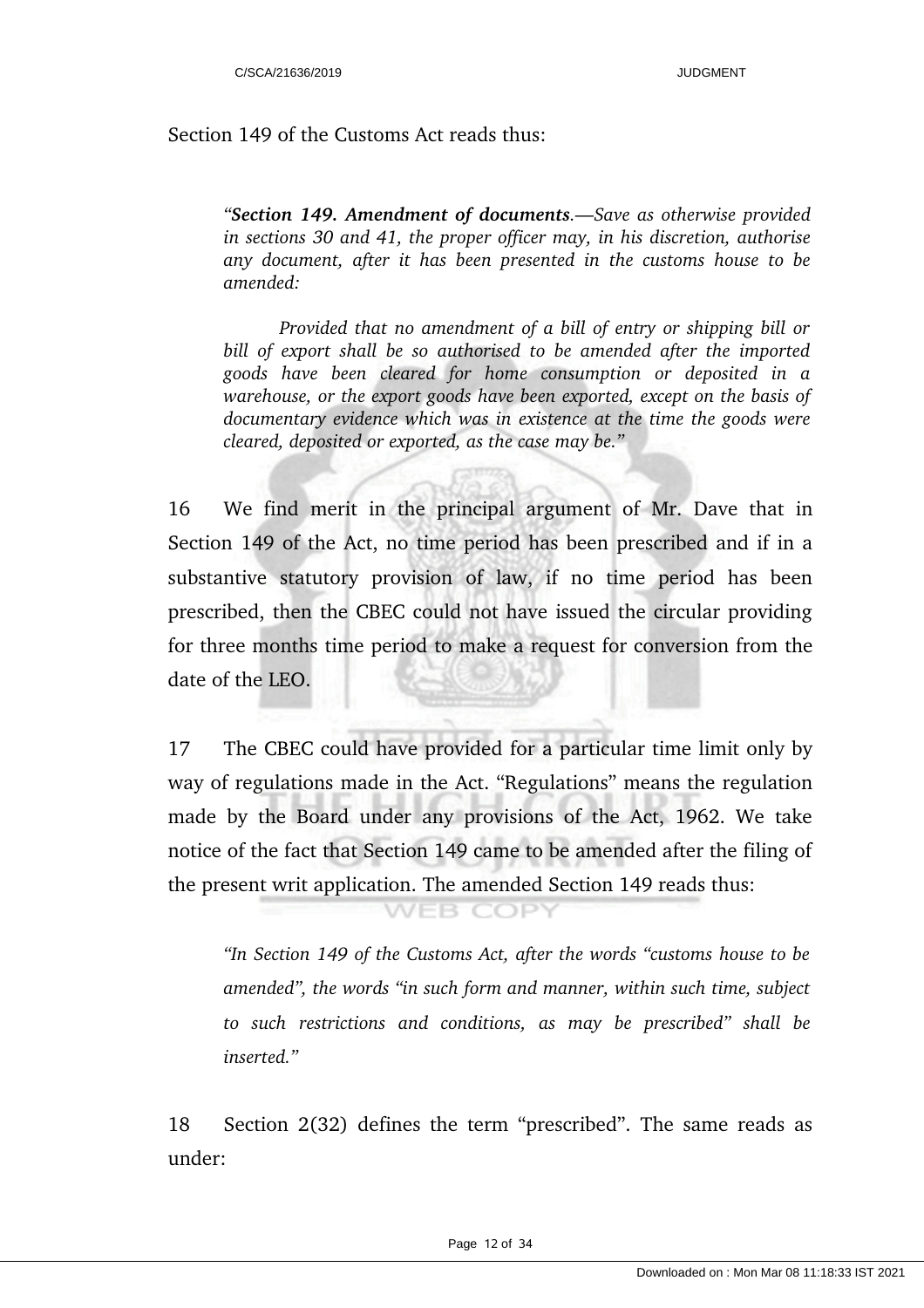Section 149 of the Customs Act reads thus:

> *"**Section 149. Amendment of documents**.—Save as otherwise provided in sections 30 and 41, the proper officer may, in his discretion, authorise any document, after it has been presented in the customs house to be amended:*
>
> *Provided that no amendment of a bill of entry or shipping bill or bill of export shall be so authorised to be amended after the imported goods have been cleared for home consumption or deposited in a warehouse, or the export goods have been exported, except on the basis of documentary evidence which was in existence at the time the goods were cleared, deposited or exported, as the case may be."*

16 We find merit in the principal argument of Mr. Dave that in Section 149 of the Act, no time period has been prescribed and if in a substantive statutory provision of law, if no time period has been prescribed, then the CBEC could not have issued the circular providing for three months time period to make a request for conversion from the date of the LEO.

17 The CBEC could have provided for a particular time limit only by way of regulations made in the Act. "Regulations" means the regulation made by the Board under any provisions of the Act, 1962. We take notice of the fact that Section 149 came to be amended after the filing of the present writ application. The amended Section 149 reads thus:

> *"In Section 149 of the Customs Act, after the words "customs house to be amended", the words "in such form and manner, within such time, subject to such restrictions and conditions, as may be prescribed" shall be inserted."*

18 Section 2(32) defines the term "prescribed". The same reads as under: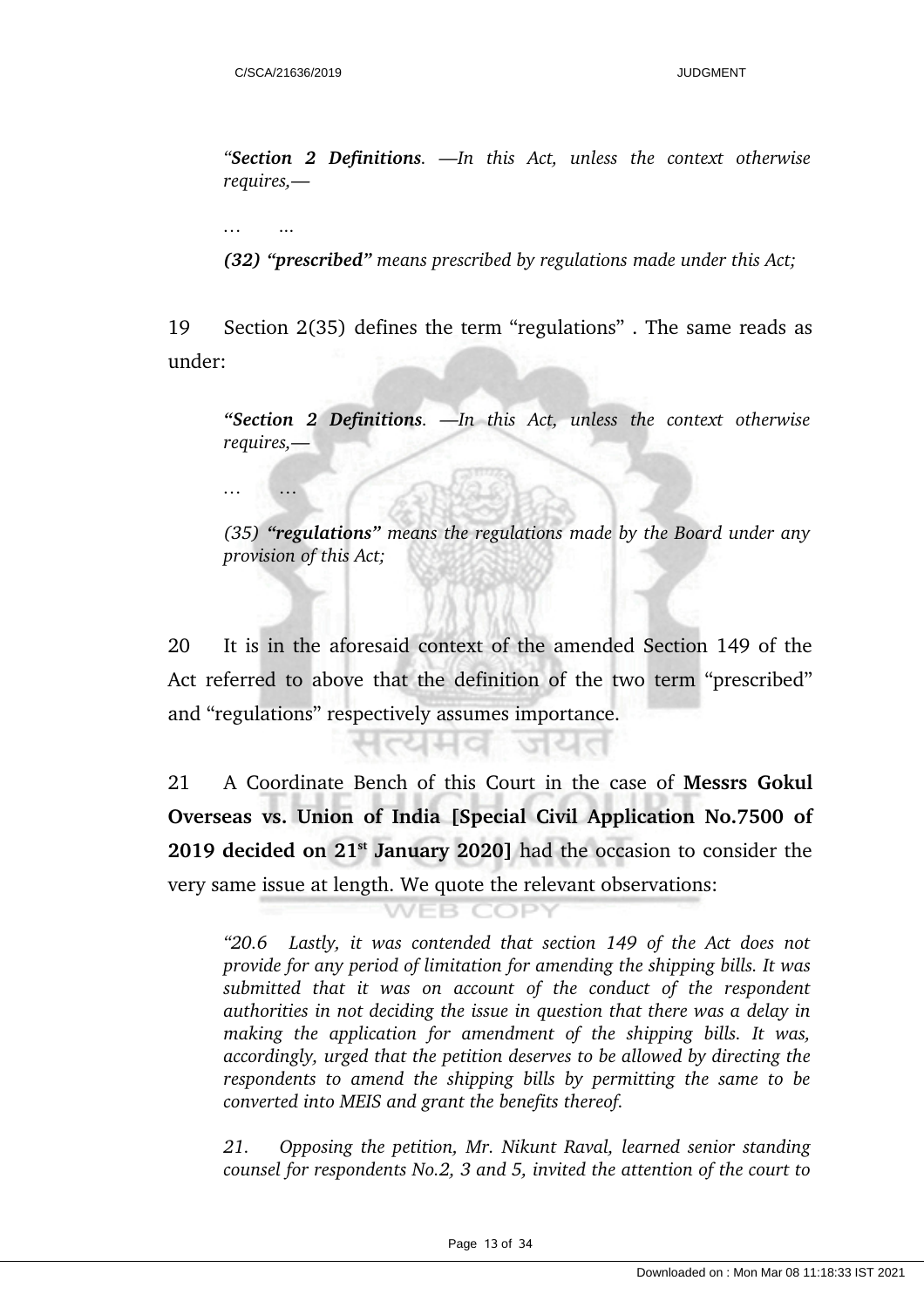*“**Section 2 Definitions**. —In this Act, unless the context otherwise requires,—*

*… …*

***(32) “prescribed”** means prescribed by regulations made under this Act;*

19 Section 2(35) defines the term “regulations” . The same reads as under:

***“Section 2 Definitions**. —In this Act, unless the context otherwise requires,—*

*… …*

*(35) **“regulations”** means the regulations made by the Board under any provision of this Act;*

20 It is in the aforesaid context of the amended Section 149 of the Act referred to above that the definition of the two term “prescribed” and “regulations” respectively assumes importance.

21 A Coordinate Bench of this Court in the case of **Messrs Gokul Overseas vs. Union of India [Special Civil Application No.7500 of 2019 decided on 21st January 2020]** had the occasion to consider the very same issue at length. We quote the relevant observations:

*“20.6 Lastly, it was contended that section 149 of the Act does not provide for any period of limitation for amending the shipping bills. It was submitted that it was on account of the conduct of the respondent authorities in not deciding the issue in question that there was a delay in making the application for amendment of the shipping bills. It was, accordingly, urged that the petition deserves to be allowed by directing the respondents to amend the shipping bills by permitting the same to be converted into MEIS and grant the benefits thereof.*

*21. Opposing the petition, Mr. Nikunt Raval, learned senior standing counsel for respondents No.2, 3 and 5, invited the attention of the court to*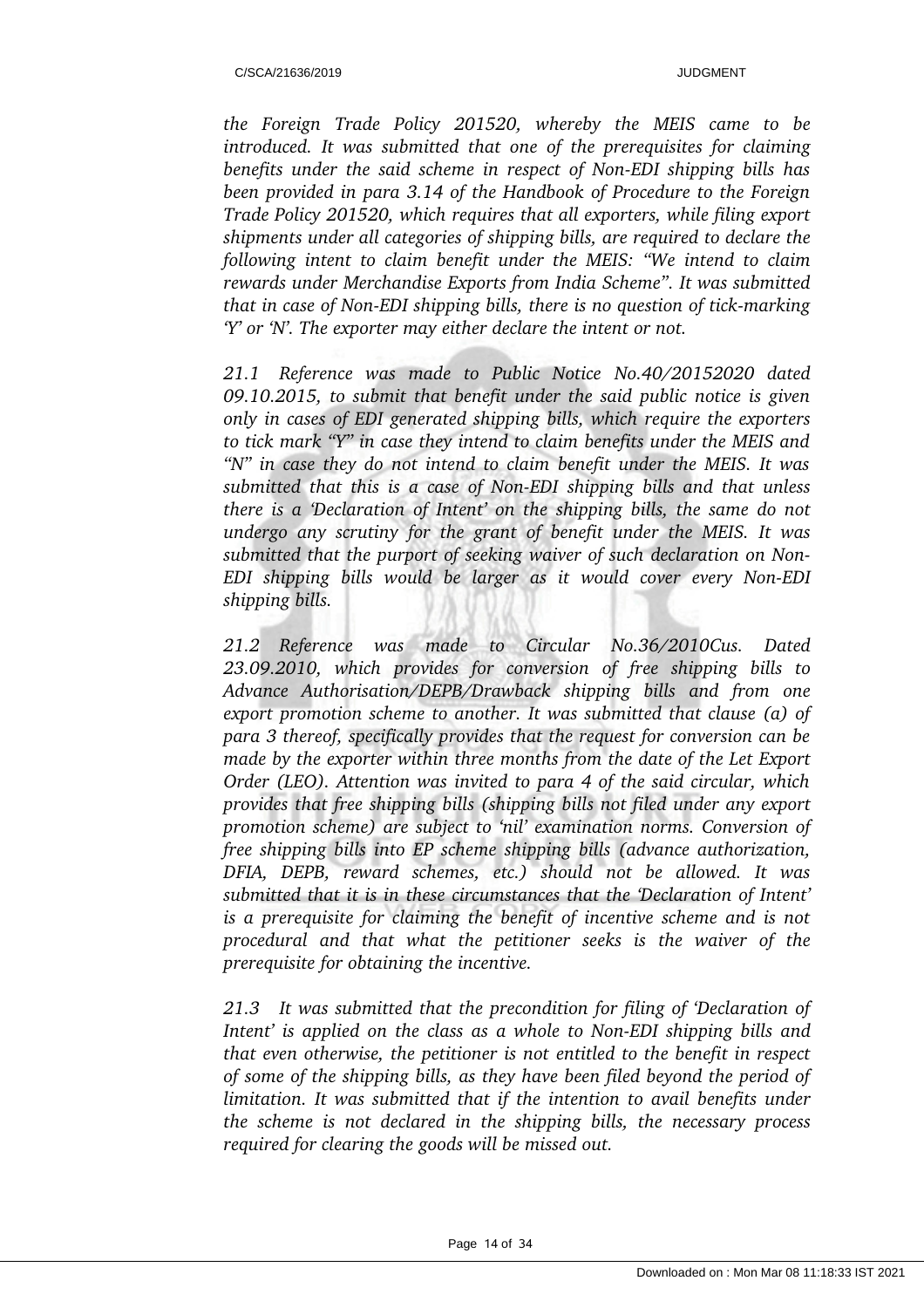*the Foreign Trade Policy 201520, whereby the MEIS came to be introduced. It was submitted that one of the prerequisites for claiming benefits under the said scheme in respect of Non-EDI shipping bills has been provided in para 3.14 of the Handbook of Procedure to the Foreign Trade Policy 201520, which requires that all exporters, while filing export shipments under all categories of shipping bills, are required to declare the following intent to claim benefit under the MEIS: "We intend to claim rewards under Merchandise Exports from India Scheme". It was submitted that in case of Non-EDI shipping bills, there is no question of tick-marking 'Y' or 'N'. The exporter may either declare the intent or not.*

*21.1 Reference was made to Public Notice No.40/20152020 dated 09.10.2015, to submit that benefit under the said public notice is given only in cases of EDI generated shipping bills, which require the exporters to tick mark "Y" in case they intend to claim benefits under the MEIS and "N" in case they do not intend to claim benefit under the MEIS. It was submitted that this is a case of Non-EDI shipping bills and that unless there is a 'Declaration of Intent' on the shipping bills, the same do not undergo any scrutiny for the grant of benefit under the MEIS. It was submitted that the purport of seeking waiver of such declaration on Non-EDI shipping bills would be larger as it would cover every Non-EDI shipping bills.*

*21.2 Reference was made to Circular No.36/2010Cus. Dated 23.09.2010, which provides for conversion of free shipping bills to Advance Authorisation/DEPB/Drawback shipping bills and from one export promotion scheme to another. It was submitted that clause (a) of para 3 thereof, specifically provides that the request for conversion can be made by the exporter within three months from the date of the Let Export Order (LEO). Attention was invited to para 4 of the said circular, which provides that free shipping bills (shipping bills not filed under any export promotion scheme) are subject to 'nil' examination norms. Conversion of free shipping bills into EP scheme shipping bills (advance authorization, DFIA, DEPB, reward schemes, etc.) should not be allowed. It was submitted that it is in these circumstances that the 'Declaration of Intent' is a prerequisite for claiming the benefit of incentive scheme and is not procedural and that what the petitioner seeks is the waiver of the prerequisite for obtaining the incentive.*

*21.3 It was submitted that the precondition for filing of 'Declaration of Intent' is applied on the class as a whole to Non-EDI shipping bills and that even otherwise, the petitioner is not entitled to the benefit in respect of some of the shipping bills, as they have been filed beyond the period of limitation. It was submitted that if the intention to avail benefits under the scheme is not declared in the shipping bills, the necessary process required for clearing the goods will be missed out.*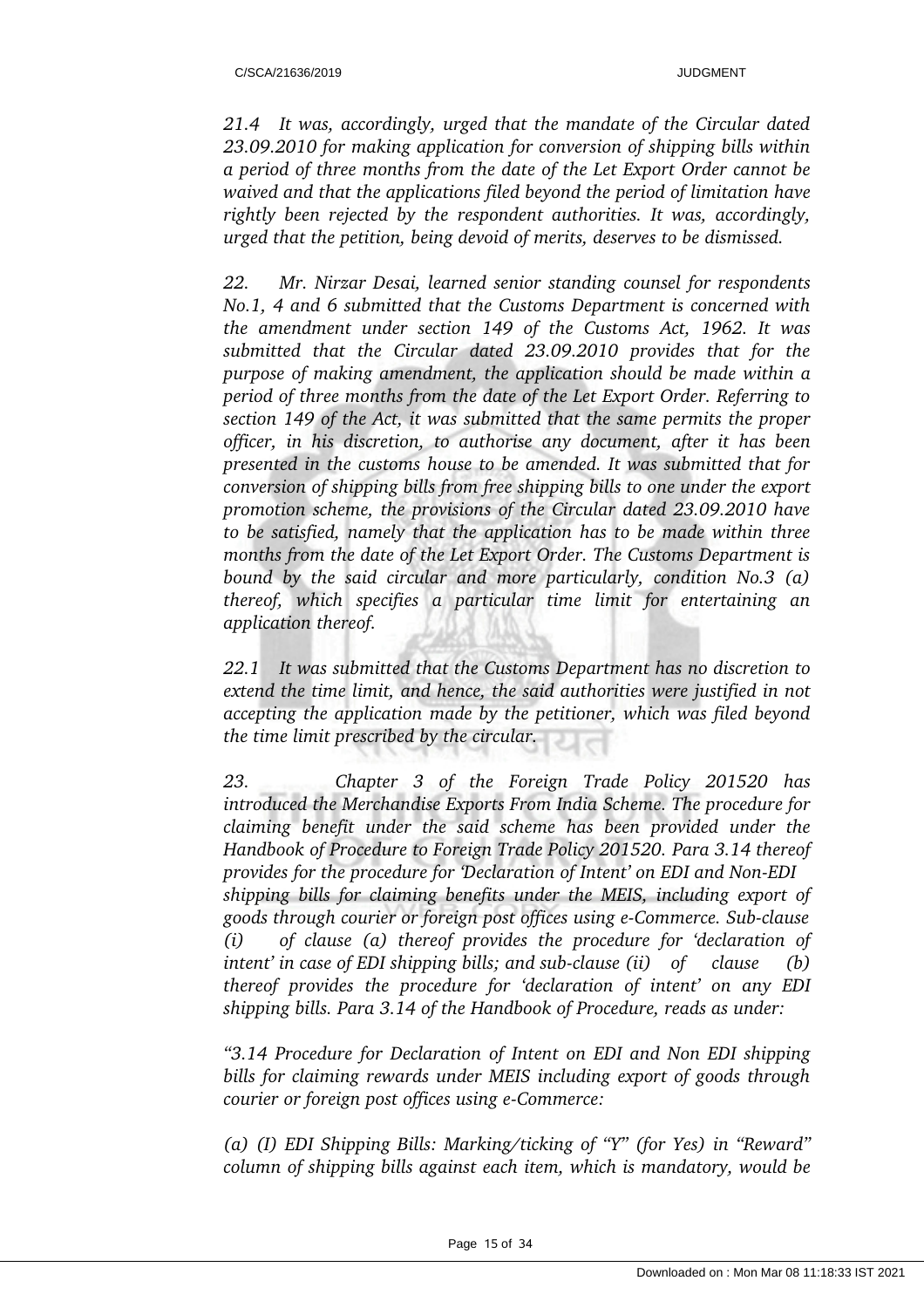*21.4 It was, accordingly, urged that the mandate of the Circular dated 23.09.2010 for making application for conversion of shipping bills within a period of three months from the date of the Let Export Order cannot be waived and that the applications filed beyond the period of limitation have rightly been rejected by the respondent authorities. It was, accordingly, urged that the petition, being devoid of merits, deserves to be dismissed.*

*22. Mr. Nirzar Desai, learned senior standing counsel for respondents No.1, 4 and 6 submitted that the Customs Department is concerned with the amendment under section 149 of the Customs Act, 1962. It was submitted that the Circular dated 23.09.2010 provides that for the purpose of making amendment, the application should be made within a period of three months from the date of the Let Export Order. Referring to section 149 of the Act, it was submitted that the same permits the proper officer, in his discretion, to authorise any document, after it has been presented in the customs house to be amended. It was submitted that for conversion of shipping bills from free shipping bills to one under the export promotion scheme, the provisions of the Circular dated 23.09.2010 have to be satisfied, namely that the application has to be made within three months from the date of the Let Export Order. The Customs Department is bound by the said circular and more particularly, condition No.3 (a) thereof, which specifies a particular time limit for entertaining an application thereof.*

*22.1 It was submitted that the Customs Department has no discretion to extend the time limit, and hence, the said authorities were justified in not accepting the application made by the petitioner, which was filed beyond the time limit prescribed by the circular.*

*23. Chapter 3 of the Foreign Trade Policy 201520 has introduced the Merchandise Exports From India Scheme. The procedure for claiming benefit under the said scheme has been provided under the Handbook of Procedure to Foreign Trade Policy 201520. Para 3.14 thereof provides for the procedure for 'Declaration of Intent' on EDI and Non-EDI shipping bills for claiming benefits under the MEIS, including export of goods through courier or foreign post offices using e-Commerce. Sub-clause (i) of clause (a) thereof provides the procedure for 'declaration of intent' in case of EDI shipping bills; and sub-clause (ii) of clause (b) thereof provides the procedure for 'declaration of intent' on any EDI shipping bills. Para 3.14 of the Handbook of Procedure, reads as under:*

*"3.14 Procedure for Declaration of Intent on EDI and Non EDI shipping bills for claiming rewards under MEIS including export of goods through courier or foreign post offices using e-Commerce:*

*(a) (I) EDI Shipping Bills: Marking/ticking of "Y" (for Yes) in "Reward" column of shipping bills against each item, which is mandatory, would be*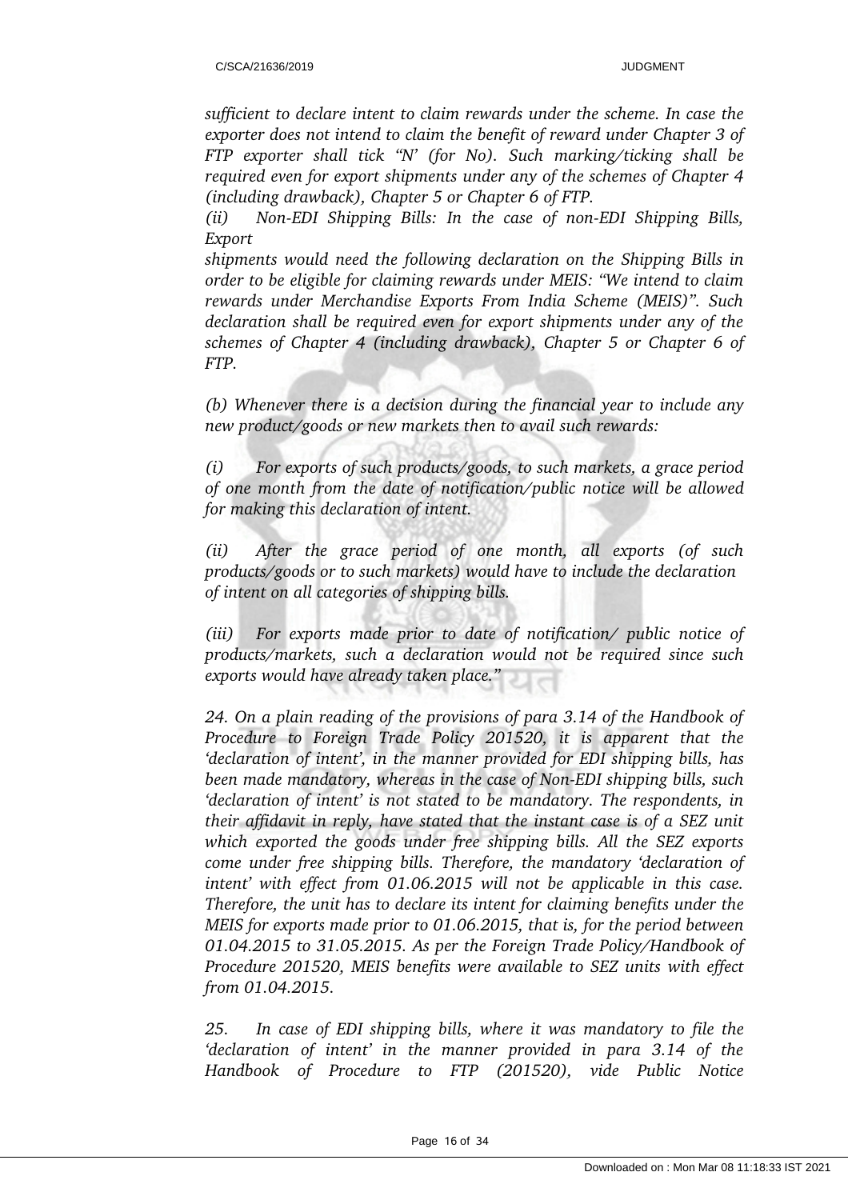*sufficient to declare intent to claim rewards under the scheme. In case the exporter does not intend to claim the benefit of reward under Chapter 3 of FTP exporter shall tick "N' (for No). Such marking/ticking shall be required even for export shipments under any of the schemes of Chapter 4 (including drawback), Chapter 5 or Chapter 6 of FTP.*

*(ii) Non-EDI Shipping Bills: In the case of non-EDI Shipping Bills, Export shipments would need the following declaration on the Shipping Bills in order to be eligible for claiming rewards under MEIS: "We intend to claim rewards under Merchandise Exports From India Scheme (MEIS)". Such declaration shall be required even for export shipments under any of the schemes of Chapter 4 (including drawback), Chapter 5 or Chapter 6 of FTP.*

*(b) Whenever there is a decision during the financial year to include any new product/goods or new markets then to avail such rewards:*

*(i) For exports of such products/goods, to such markets, a grace period of one month from the date of notification/public notice will be allowed for making this declaration of intent.*

*(ii) After the grace period of one month, all exports (of such products/goods or to such markets) would have to include the declaration of intent on all categories of shipping bills.*

*(iii) For exports made prior to date of notification/ public notice of products/markets, such a declaration would not be required since such exports would have already taken place."*

*24. On a plain reading of the provisions of para 3.14 of the Handbook of Procedure to Foreign Trade Policy 201520, it is apparent that the 'declaration of intent', in the manner provided for EDI shipping bills, has been made mandatory, whereas in the case of Non-EDI shipping bills, such 'declaration of intent' is not stated to be mandatory. The respondents, in their affidavit in reply, have stated that the instant case is of a SEZ unit which exported the goods under free shipping bills. All the SEZ exports come under free shipping bills. Therefore, the mandatory 'declaration of intent' with effect from 01.06.2015 will not be applicable in this case. Therefore, the unit has to declare its intent for claiming benefits under the MEIS for exports made prior to 01.06.2015, that is, for the period between 01.04.2015 to 31.05.2015. As per the Foreign Trade Policy/Handbook of Procedure 201520, MEIS benefits were available to SEZ units with effect from 01.04.2015.*

*25. In case of EDI shipping bills, where it was mandatory to file the 'declaration of intent' in the manner provided in para 3.14 of the Handbook of Procedure to FTP (201520), vide Public Notice*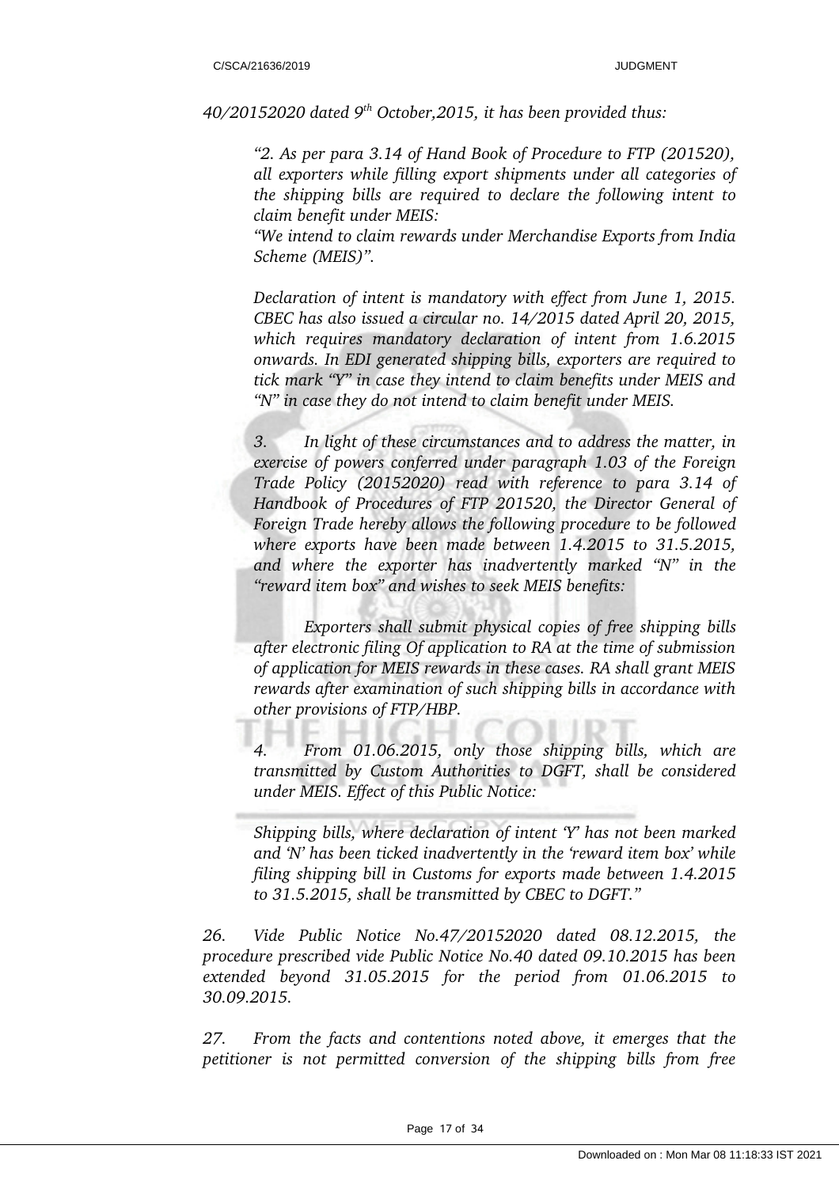*40/20152020 dated 9th October,2015, it has been provided thus:*

> *"2. As per para 3.14 of Hand Book of Procedure to FTP (201520), all exporters while filling export shipments under all categories of the shipping bills are required to declare the following intent to claim benefit under MEIS:*
>
> *"We intend to claim rewards under Merchandise Exports from India Scheme (MEIS)".*
>
> *Declaration of intent is mandatory with effect from June 1, 2015. CBEC has also issued a circular no. 14/2015 dated April 20, 2015, which requires mandatory declaration of intent from 1.6.2015 onwards. In EDI generated shipping bills, exporters are required to tick mark "Y" in case they intend to claim benefits under MEIS and "N" in case they do not intend to claim benefit under MEIS.*
>
> *3. In light of these circumstances and to address the matter, in exercise of powers conferred under paragraph 1.03 of the Foreign Trade Policy (20152020) read with reference to para 3.14 of Handbook of Procedures of FTP 201520, the Director General of Foreign Trade hereby allows the following procedure to be followed where exports have been made between 1.4.2015 to 31.5.2015, and where the exporter has inadvertently marked "N" in the "reward item box" and wishes to seek MEIS benefits:*
>
> *Exporters shall submit physical copies of free shipping bills after electronic filing Of application to RA at the time of submission of application for MEIS rewards in these cases. RA shall grant MEIS rewards after examination of such shipping bills in accordance with other provisions of FTP/HBP.*
>
> *4. From 01.06.2015, only those shipping bills, which are transmitted by Custom Authorities to DGFT, shall be considered under MEIS. Effect of this Public Notice:*
>
> *Shipping bills, where declaration of intent 'Y' has not been marked and 'N' has been ticked inadvertently in the 'reward item box' while filing shipping bill in Customs for exports made between 1.4.2015 to 31.5.2015, shall be transmitted by CBEC to DGFT."*

*26. Vide Public Notice No.47/20152020 dated 08.12.2015, the procedure prescribed vide Public Notice No.40 dated 09.10.2015 has been extended beyond 31.05.2015 for the period from 01.06.2015 to 30.09.2015.*

*27. From the facts and contentions noted above, it emerges that the petitioner is not permitted conversion of the shipping bills from free*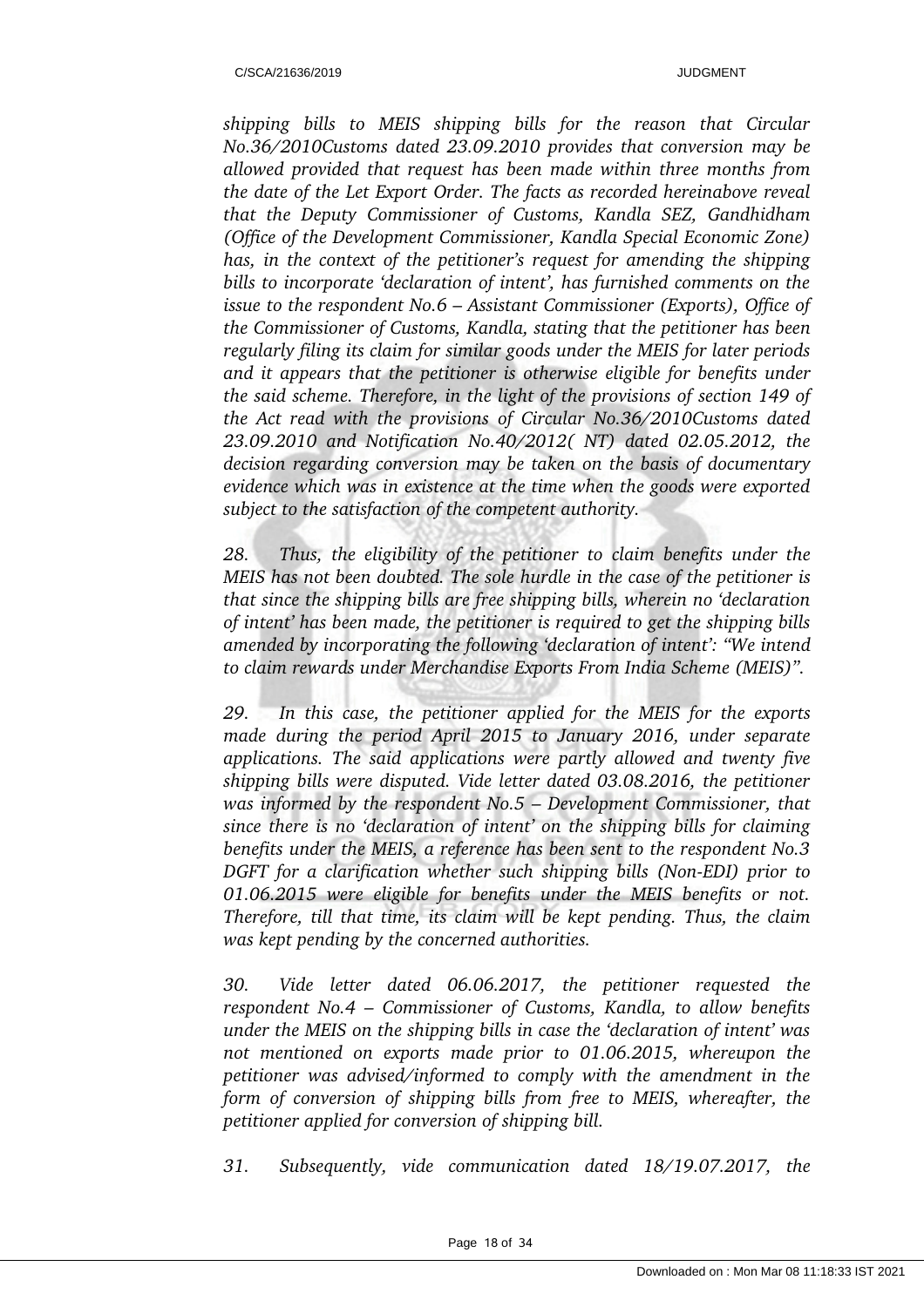*shipping bills to MEIS shipping bills for the reason that Circular No.36/2010Customs dated 23.09.2010 provides that conversion may be allowed provided that request has been made within three months from the date of the Let Export Order. The facts as recorded hereinabove reveal that the Deputy Commissioner of Customs, Kandla SEZ, Gandhidham (Office of the Development Commissioner, Kandla Special Economic Zone) has, in the context of the petitioner's request for amending the shipping bills to incorporate 'declaration of intent', has furnished comments on the issue to the respondent No.6 – Assistant Commissioner (Exports), Office of the Commissioner of Customs, Kandla, stating that the petitioner has been regularly filing its claim for similar goods under the MEIS for later periods and it appears that the petitioner is otherwise eligible for benefits under the said scheme. Therefore, in the light of the provisions of section 149 of the Act read with the provisions of Circular No.36/2010Customs dated 23.09.2010 and Notification No.40/2012( NT) dated 02.05.2012, the decision regarding conversion may be taken on the basis of documentary evidence which was in existence at the time when the goods were exported subject to the satisfaction of the competent authority.*

*28. Thus, the eligibility of the petitioner to claim benefits under the MEIS has not been doubted. The sole hurdle in the case of the petitioner is that since the shipping bills are free shipping bills, wherein no 'declaration of intent' has been made, the petitioner is required to get the shipping bills amended by incorporating the following 'declaration of intent': "We intend to claim rewards under Merchandise Exports From India Scheme (MEIS)".*

*29. In this case, the petitioner applied for the MEIS for the exports made during the period April 2015 to January 2016, under separate applications. The said applications were partly allowed and twenty five shipping bills were disputed. Vide letter dated 03.08.2016, the petitioner was informed by the respondent No.5 – Development Commissioner, that since there is no 'declaration of intent' on the shipping bills for claiming benefits under the MEIS, a reference has been sent to the respondent No.3 DGFT for a clarification whether such shipping bills (Non-EDI) prior to 01.06.2015 were eligible for benefits under the MEIS benefits or not. Therefore, till that time, its claim will be kept pending. Thus, the claim was kept pending by the concerned authorities.*

*30. Vide letter dated 06.06.2017, the petitioner requested the respondent No.4 – Commissioner of Customs, Kandla, to allow benefits under the MEIS on the shipping bills in case the 'declaration of intent' was not mentioned on exports made prior to 01.06.2015, whereupon the petitioner was advised/informed to comply with the amendment in the form of conversion of shipping bills from free to MEIS, whereafter, the petitioner applied for conversion of shipping bill.*

*31. Subsequently, vide communication dated 18/19.07.2017, the*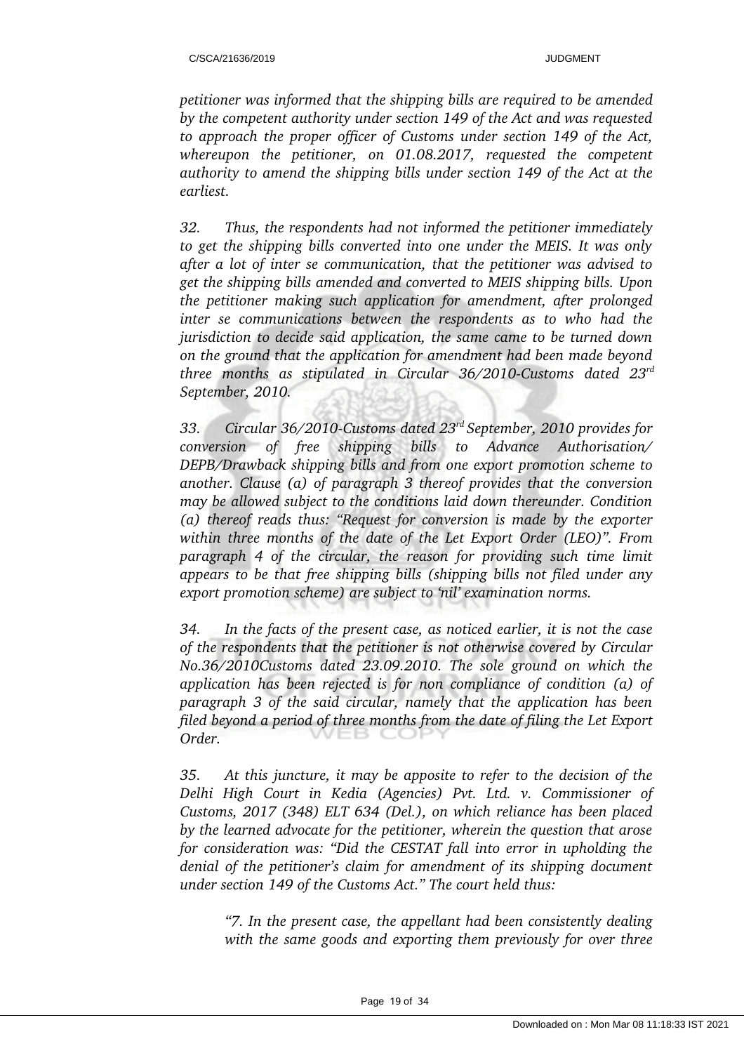*petitioner was informed that the shipping bills are required to be amended by the competent authority under section 149 of the Act and was requested to approach the proper officer of Customs under section 149 of the Act, whereupon the petitioner, on 01.08.2017, requested the competent authority to amend the shipping bills under section 149 of the Act at the earliest.*

*32. Thus, the respondents had not informed the petitioner immediately to get the shipping bills converted into one under the MEIS. It was only after a lot of inter se communication, that the petitioner was advised to get the shipping bills amended and converted to MEIS shipping bills. Upon the petitioner making such application for amendment, after prolonged inter se communications between the respondents as to who had the jurisdiction to decide said application, the same came to be turned down on the ground that the application for amendment had been made beyond three months as stipulated in Circular 36/2010-Customs dated 23rd September, 2010.*

*33. Circular 36/2010-Customs dated 23rd September, 2010 provides for conversion of free shipping bills to Advance Authorisation/ DEPB/Drawback shipping bills and from one export promotion scheme to another. Clause (a) of paragraph 3 thereof provides that the conversion may be allowed subject to the conditions laid down thereunder. Condition (a) thereof reads thus: "Request for conversion is made by the exporter within three months of the date of the Let Export Order (LEO)". From paragraph 4 of the circular, the reason for providing such time limit appears to be that free shipping bills (shipping bills not filed under any export promotion scheme) are subject to 'nil' examination norms.*

*34. In the facts of the present case, as noticed earlier, it is not the case of the respondents that the petitioner is not otherwise covered by Circular No.36/2010Customs dated 23.09.2010. The sole ground on which the application has been rejected is for non compliance of condition (a) of paragraph 3 of the said circular, namely that the application has been filed beyond a period of three months from the date of filing the Let Export Order.*

*35. At this juncture, it may be apposite to refer to the decision of the Delhi High Court in Kedia (Agencies) Pvt. Ltd. v. Commissioner of Customs, 2017 (348) ELT 634 (Del.), on which reliance has been placed by the learned advocate for the petitioner, wherein the question that arose for consideration was: "Did the CESTAT fall into error in upholding the denial of the petitioner's claim for amendment of its shipping document under section 149 of the Customs Act." The court held thus:*

> *"7. In the present case, the appellant had been consistently dealing with the same goods and exporting them previously for over three*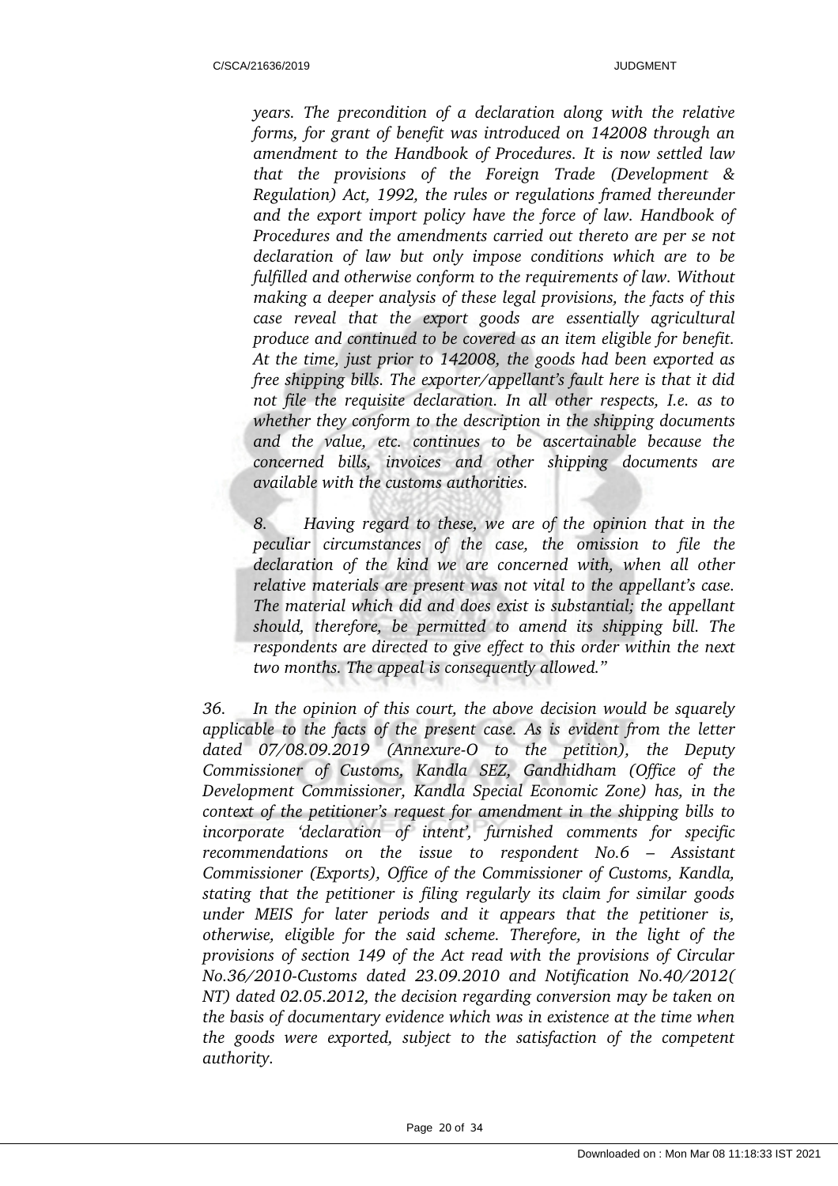*years. The precondition of a declaration along with the relative forms, for grant of benefit was introduced on 142008 through an amendment to the Handbook of Procedures. It is now settled law that the provisions of the Foreign Trade (Development & Regulation) Act, 1992, the rules or regulations framed thereunder and the export import policy have the force of law. Handbook of Procedures and the amendments carried out thereto are per se not declaration of law but only impose conditions which are to be fulfilled and otherwise conform to the requirements of law. Without making a deeper analysis of these legal provisions, the facts of this case reveal that the export goods are essentially agricultural produce and continued to be covered as an item eligible for benefit. At the time, just prior to 142008, the goods had been exported as free shipping bills. The exporter/appellant's fault here is that it did not file the requisite declaration. In all other respects, I.e. as to whether they conform to the description in the shipping documents and the value, etc. continues to be ascertainable because the concerned bills, invoices and other shipping documents are available with the customs authorities.*

*8. Having regard to these, we are of the opinion that in the peculiar circumstances of the case, the omission to file the declaration of the kind we are concerned with, when all other relative materials are present was not vital to the appellant's case. The material which did and does exist is substantial; the appellant should, therefore, be permitted to amend its shipping bill. The respondents are directed to give effect to this order within the next two months. The appeal is consequently allowed."*

*36. In the opinion of this court, the above decision would be squarely applicable to the facts of the present case. As is evident from the letter dated 07/08.09.2019 (Annexure-O to the petition), the Deputy Commissioner of Customs, Kandla SEZ, Gandhidham (Office of the Development Commissioner, Kandla Special Economic Zone) has, in the context of the petitioner's request for amendment in the shipping bills to incorporate 'declaration of intent', furnished comments for specific recommendations on the issue to respondent No.6 – Assistant Commissioner (Exports), Office of the Commissioner of Customs, Kandla, stating that the petitioner is filing regularly its claim for similar goods under MEIS for later periods and it appears that the petitioner is, otherwise, eligible for the said scheme. Therefore, in the light of the provisions of section 149 of the Act read with the provisions of Circular No.36/2010-Customs dated 23.09.2010 and Notification No.40/2012( NT) dated 02.05.2012, the decision regarding conversion may be taken on the basis of documentary evidence which was in existence at the time when the goods were exported, subject to the satisfaction of the competent authority.*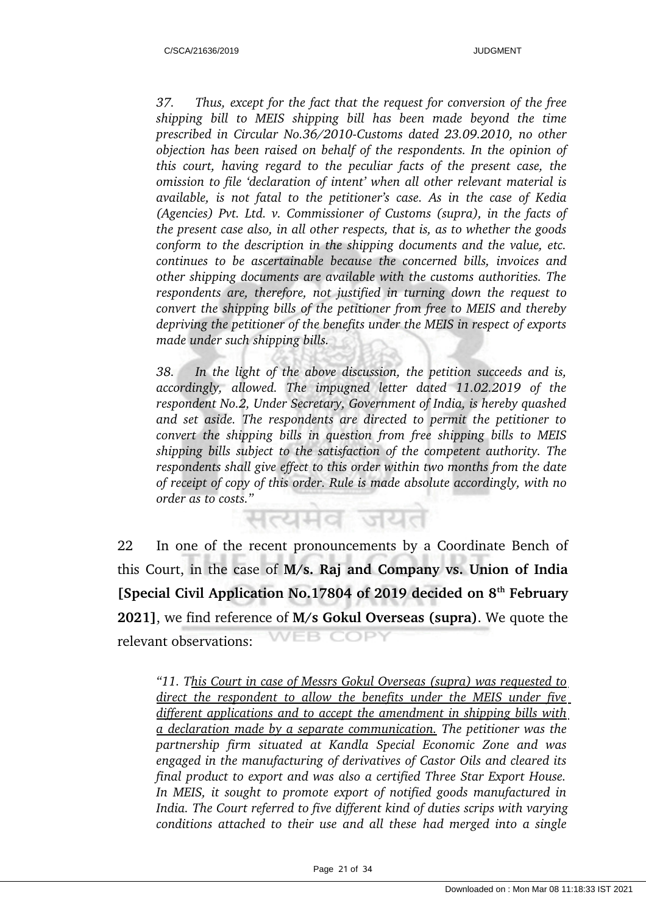*37. Thus, except for the fact that the request for conversion of the free shipping bill to MEIS shipping bill has been made beyond the time prescribed in Circular No.36/2010-Customs dated 23.09.2010, no other objection has been raised on behalf of the respondents. In the opinion of this court, having regard to the peculiar facts of the present case, the omission to file 'declaration of intent' when all other relevant material is available, is not fatal to the petitioner's case. As in the case of Kedia (Agencies) Pvt. Ltd. v. Commissioner of Customs (supra), in the facts of the present case also, in all other respects, that is, as to whether the goods conform to the description in the shipping documents and the value, etc. continues to be ascertainable because the concerned bills, invoices and other shipping documents are available with the customs authorities. The respondents are, therefore, not justified in turning down the request to convert the shipping bills of the petitioner from free to MEIS and thereby depriving the petitioner of the benefits under the MEIS in respect of exports made under such shipping bills.*

*38. In the light of the above discussion, the petition succeeds and is, accordingly, allowed. The impugned letter dated 11.02.2019 of the respondent No.2, Under Secretary, Government of India, is hereby quashed and set aside. The respondents are directed to permit the petitioner to convert the shipping bills in question from free shipping bills to MEIS shipping bills subject to the satisfaction of the competent authority. The respondents shall give effect to this order within two months from the date of receipt of copy of this order. Rule is made absolute accordingly, with no order as to costs."*

22 In one of the recent pronouncements by a Coordinate Bench of this Court, in the case of **M/s. Raj and Company vs. Union of India [Special Civil Application No.17804 of 2019 decided on 8th February 2021]**, we find reference of **M/s Gokul Overseas (supra)**. We quote the relevant observations:

*"11. This Court in case of Messrs Gokul Overseas (supra) was requested to direct the respondent to allow the benefits under the MEIS under five different applications and to accept the amendment in shipping bills with a declaration made by a separate communication. The petitioner was the partnership firm situated at Kandla Special Economic Zone and was engaged in the manufacturing of derivatives of Castor Oils and cleared its final product to export and was also a certified Three Star Export House. In MEIS, it sought to promote export of notified goods manufactured in India. The Court referred to five different kind of duties scrips with varying conditions attached to their use and all these had merged into a single*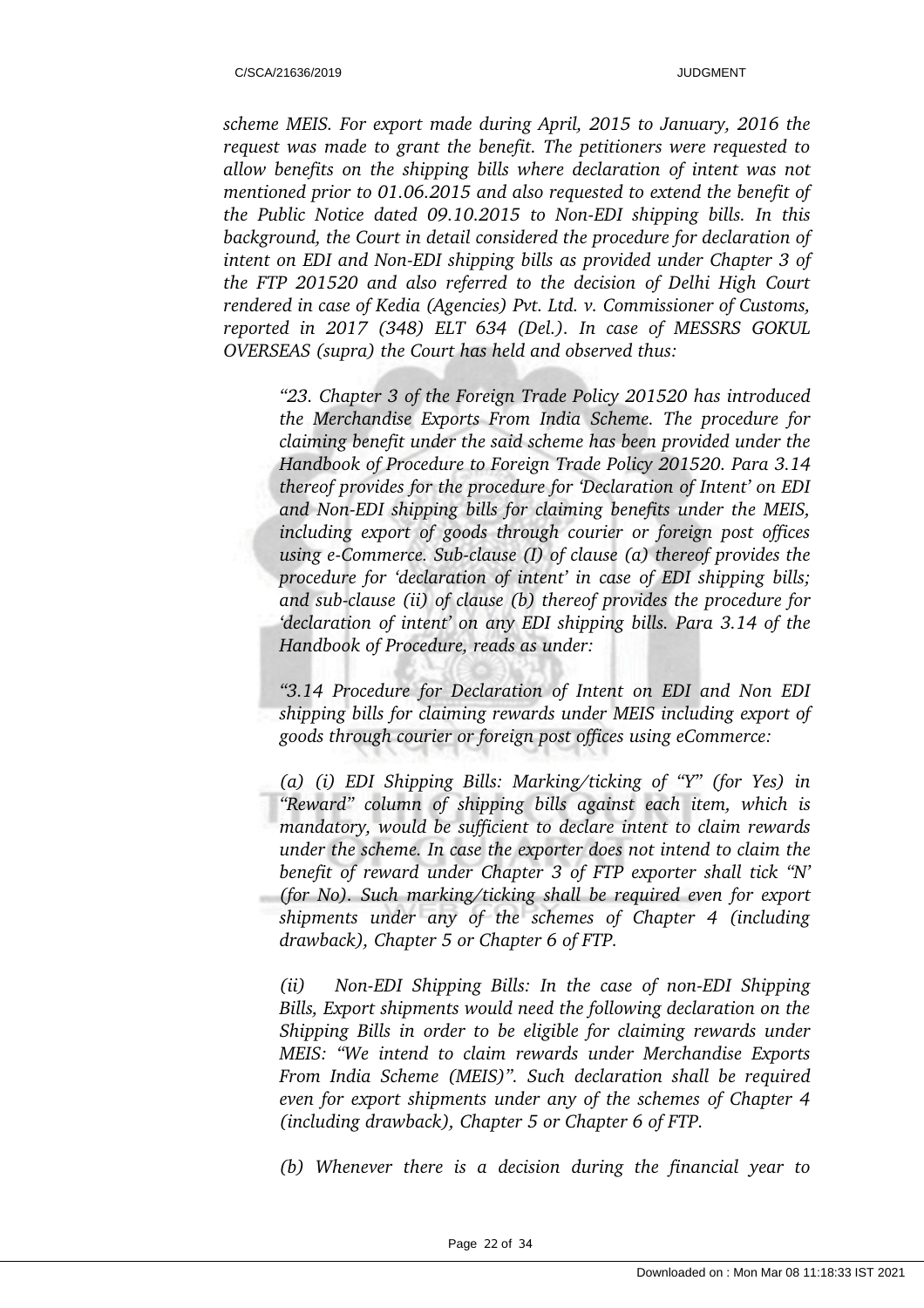*scheme MEIS. For export made during April, 2015 to January, 2016 the request was made to grant the benefit. The petitioners were requested to allow benefits on the shipping bills where declaration of intent was not mentioned prior to 01.06.2015 and also requested to extend the benefit of the Public Notice dated 09.10.2015 to Non-EDI shipping bills. In this background, the Court in detail considered the procedure for declaration of intent on EDI and Non-EDI shipping bills as provided under Chapter 3 of the FTP 201520 and also referred to the decision of Delhi High Court rendered in case of Kedia (Agencies) Pvt. Ltd. v. Commissioner of Customs, reported in 2017 (348) ELT 634 (Del.). In case of MESSRS GOKUL OVERSEAS (supra) the Court has held and observed thus:*

> *"23. Chapter 3 of the Foreign Trade Policy 201520 has introduced the Merchandise Exports From India Scheme. The procedure for claiming benefit under the said scheme has been provided under the Handbook of Procedure to Foreign Trade Policy 201520. Para 3.14 thereof provides for the procedure for 'Declaration of Intent' on EDI and Non-EDI shipping bills for claiming benefits under the MEIS, including export of goods through courier or foreign post offices using e-Commerce. Sub-clause (I) of clause (a) thereof provides the procedure for 'declaration of intent' in case of EDI shipping bills; and sub-clause (ii) of clause (b) thereof provides the procedure for 'declaration of intent' on any EDI shipping bills. Para 3.14 of the Handbook of Procedure, reads as under:*
>
> *"3.14 Procedure for Declaration of Intent on EDI and Non EDI shipping bills for claiming rewards under MEIS including export of goods through courier or foreign post offices using eCommerce:*
>
> *(a) (i) EDI Shipping Bills: Marking/ticking of "Y" (for Yes) in "Reward" column of shipping bills against each item, which is mandatory, would be sufficient to declare intent to claim rewards under the scheme. In case the exporter does not intend to claim the benefit of reward under Chapter 3 of FTP exporter shall tick "N' (for No). Such marking/ticking shall be required even for export shipments under any of the schemes of Chapter 4 (including drawback), Chapter 5 or Chapter 6 of FTP.*
>
> *(ii) Non-EDI Shipping Bills: In the case of non-EDI Shipping Bills, Export shipments would need the following declaration on the Shipping Bills in order to be eligible for claiming rewards under MEIS: "We intend to claim rewards under Merchandise Exports From India Scheme (MEIS)". Such declaration shall be required even for export shipments under any of the schemes of Chapter 4 (including drawback), Chapter 5 or Chapter 6 of FTP.*
>
> *(b) Whenever there is a decision during the financial year to*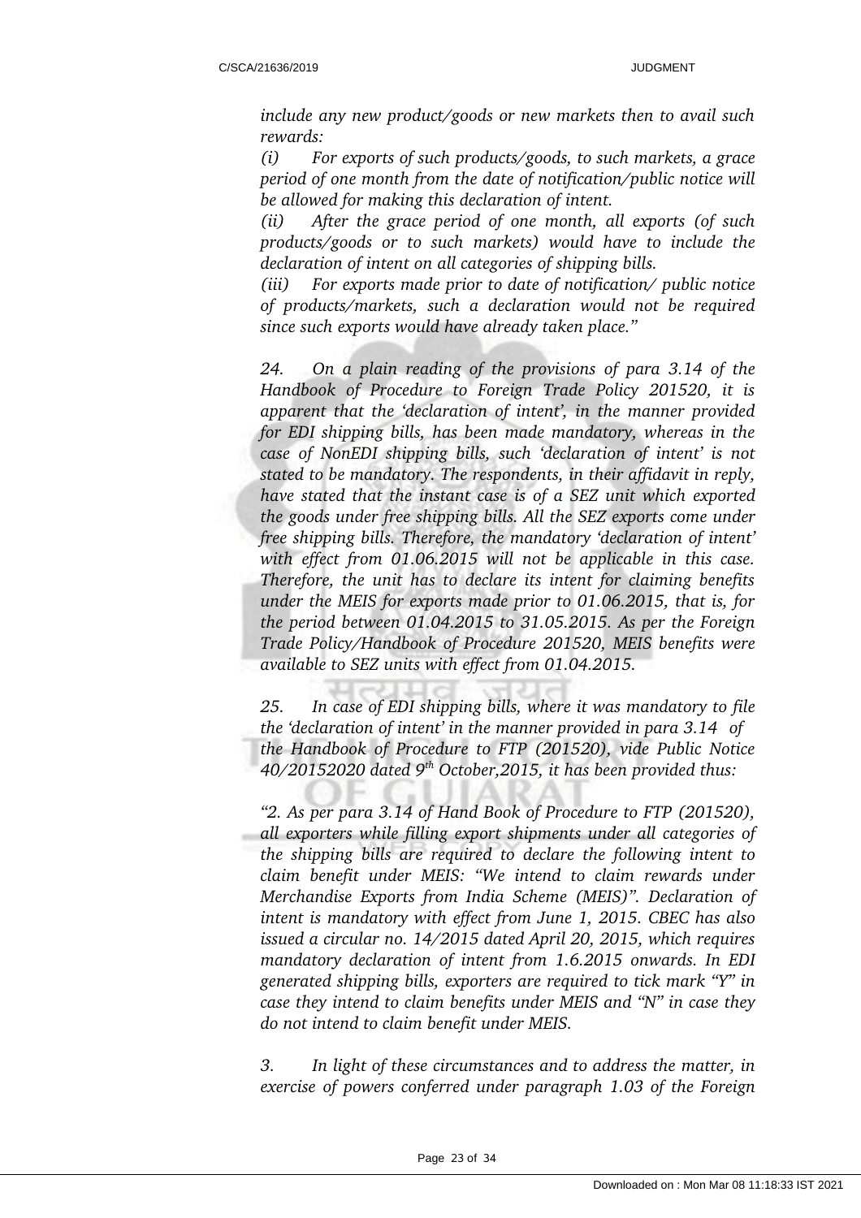*include any new product/goods or new markets then to avail such rewards:*

*(i) For exports of such products/goods, to such markets, a grace period of one month from the date of notification/public notice will be allowed for making this declaration of intent.*

*(ii) After the grace period of one month, all exports (of such products/goods or to such markets) would have to include the declaration of intent on all categories of shipping bills.*

*(iii) For exports made prior to date of notification/ public notice of products/markets, such a declaration would not be required since such exports would have already taken place."*

*24. On a plain reading of the provisions of para 3.14 of the Handbook of Procedure to Foreign Trade Policy 201520, it is apparent that the 'declaration of intent', in the manner provided for EDI shipping bills, has been made mandatory, whereas in the case of NonEDI shipping bills, such 'declaration of intent' is not stated to be mandatory. The respondents, in their affidavit in reply, have stated that the instant case is of a SEZ unit which exported the goods under free shipping bills. All the SEZ exports come under free shipping bills. Therefore, the mandatory 'declaration of intent' with effect from 01.06.2015 will not be applicable in this case. Therefore, the unit has to declare its intent for claiming benefits under the MEIS for exports made prior to 01.06.2015, that is, for the period between 01.04.2015 to 31.05.2015. As per the Foreign Trade Policy/Handbook of Procedure 201520, MEIS benefits were available to SEZ units with effect from 01.04.2015.*

*25. In case of EDI shipping bills, where it was mandatory to file the 'declaration of intent' in the manner provided in para 3.14 of the Handbook of Procedure to FTP (201520), vide Public Notice 40/20152020 dated 9th October,2015, it has been provided thus:*

*"2. As per para 3.14 of Hand Book of Procedure to FTP (201520), all exporters while filling export shipments under all categories of the shipping bills are required to declare the following intent to claim benefit under MEIS: "We intend to claim rewards under Merchandise Exports from India Scheme (MEIS)". Declaration of intent is mandatory with effect from June 1, 2015. CBEC has also issued a circular no. 14/2015 dated April 20, 2015, which requires mandatory declaration of intent from 1.6.2015 onwards. In EDI generated shipping bills, exporters are required to tick mark "Y" in case they intend to claim benefits under MEIS and "N" in case they do not intend to claim benefit under MEIS.*

*3. In light of these circumstances and to address the matter, in exercise of powers conferred under paragraph 1.03 of the Foreign*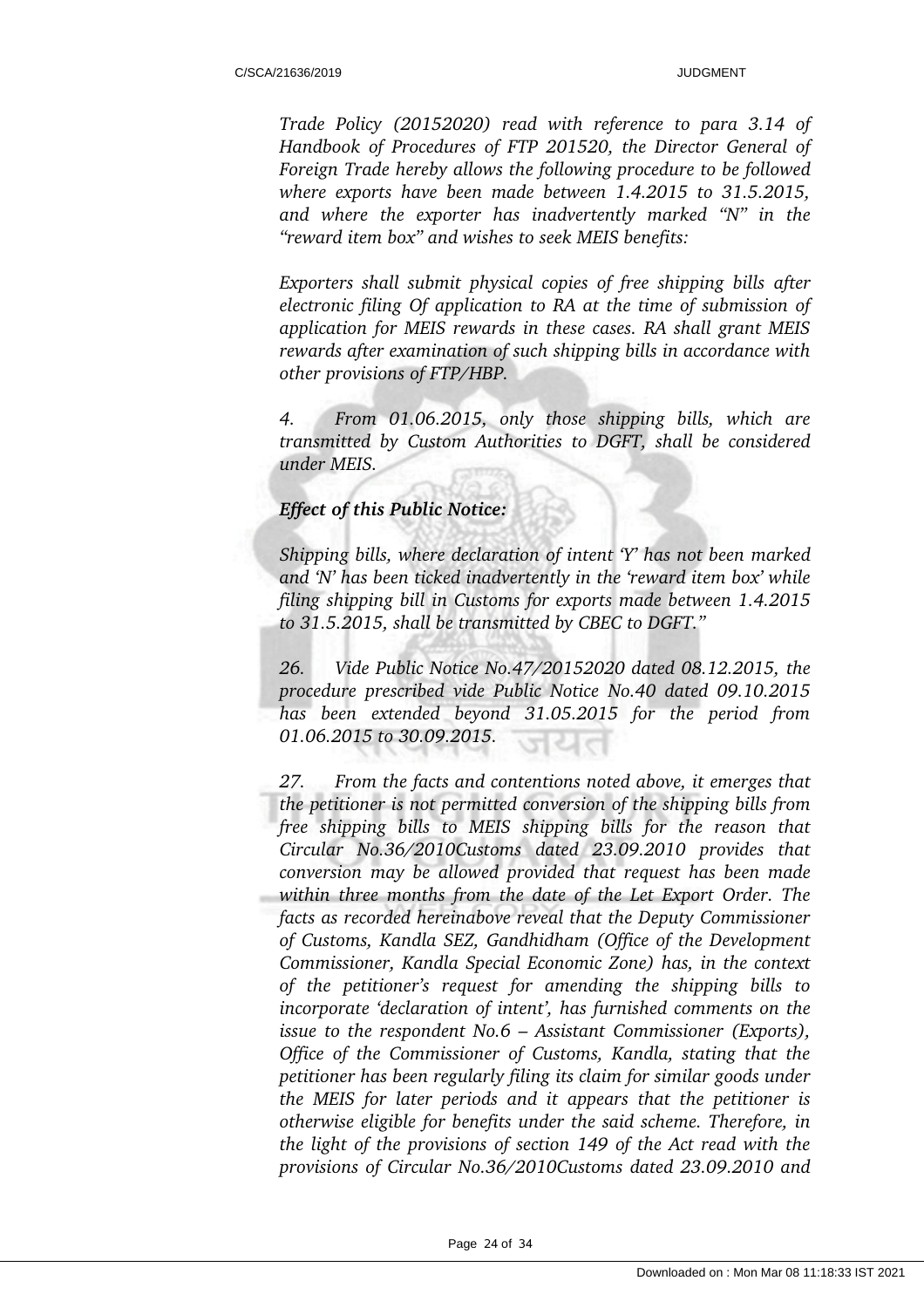*Trade Policy (20152020) read with reference to para 3.14 of Handbook of Procedures of FTP 201520, the Director General of Foreign Trade hereby allows the following procedure to be followed where exports have been made between 1.4.2015 to 31.5.2015, and where the exporter has inadvertently marked "N" in the "reward item box" and wishes to seek MEIS benefits:*

*Exporters shall submit physical copies of free shipping bills after electronic filing Of application to RA at the time of submission of application for MEIS rewards in these cases. RA shall grant MEIS rewards after examination of such shipping bills in accordance with other provisions of FTP/HBP.*

*4. From 01.06.2015, only those shipping bills, which are transmitted by Custom Authorities to DGFT, shall be considered under MEIS.*

***Effect of this Public Notice:***

*Shipping bills, where declaration of intent 'Y' has not been marked and 'N' has been ticked inadvertently in the 'reward item box' while filing shipping bill in Customs for exports made between 1.4.2015 to 31.5.2015, shall be transmitted by CBEC to DGFT."*

*26. Vide Public Notice No.47/20152020 dated 08.12.2015, the procedure prescribed vide Public Notice No.40 dated 09.10.2015 has been extended beyond 31.05.2015 for the period from 01.06.2015 to 30.09.2015.*

*27. From the facts and contentions noted above, it emerges that the petitioner is not permitted conversion of the shipping bills from free shipping bills to MEIS shipping bills for the reason that Circular No.36/2010Customs dated 23.09.2010 provides that conversion may be allowed provided that request has been made within three months from the date of the Let Export Order. The facts as recorded hereinabove reveal that the Deputy Commissioner of Customs, Kandla SEZ, Gandhidham (Office of the Development Commissioner, Kandla Special Economic Zone) has, in the context of the petitioner's request for amending the shipping bills to incorporate 'declaration of intent', has furnished comments on the issue to the respondent No.6 – Assistant Commissioner (Exports), Office of the Commissioner of Customs, Kandla, stating that the petitioner has been regularly filing its claim for similar goods under the MEIS for later periods and it appears that the petitioner is otherwise eligible for benefits under the said scheme. Therefore, in the light of the provisions of section 149 of the Act read with the provisions of Circular No.36/2010Customs dated 23.09.2010 and*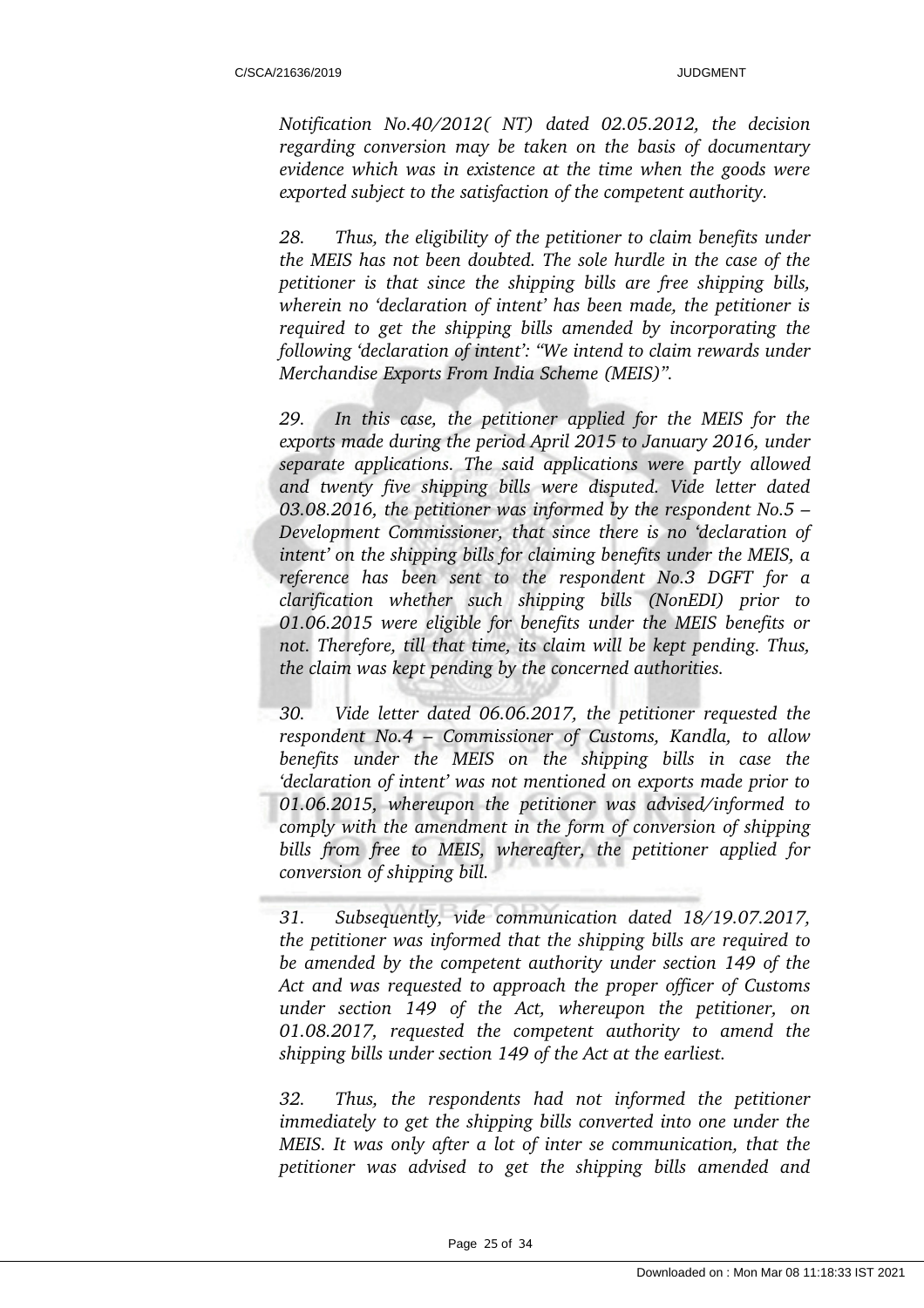*Notification No.40/2012( NT) dated 02.05.2012, the decision regarding conversion may be taken on the basis of documentary evidence which was in existence at the time when the goods were exported subject to the satisfaction of the competent authority.*

*28. Thus, the eligibility of the petitioner to claim benefits under the MEIS has not been doubted. The sole hurdle in the case of the petitioner is that since the shipping bills are free shipping bills, wherein no 'declaration of intent' has been made, the petitioner is required to get the shipping bills amended by incorporating the following 'declaration of intent': "We intend to claim rewards under Merchandise Exports From India Scheme (MEIS)".*

*29. In this case, the petitioner applied for the MEIS for the exports made during the period April 2015 to January 2016, under separate applications. The said applications were partly allowed and twenty five shipping bills were disputed. Vide letter dated 03.08.2016, the petitioner was informed by the respondent No.5 – Development Commissioner, that since there is no 'declaration of intent' on the shipping bills for claiming benefits under the MEIS, a reference has been sent to the respondent No.3 DGFT for a clarification whether such shipping bills (NonEDI) prior to 01.06.2015 were eligible for benefits under the MEIS benefits or not. Therefore, till that time, its claim will be kept pending. Thus, the claim was kept pending by the concerned authorities.*

*30. Vide letter dated 06.06.2017, the petitioner requested the respondent No.4 – Commissioner of Customs, Kandla, to allow benefits under the MEIS on the shipping bills in case the 'declaration of intent' was not mentioned on exports made prior to 01.06.2015, whereupon the petitioner was advised/informed to comply with the amendment in the form of conversion of shipping bills from free to MEIS, whereafter, the petitioner applied for conversion of shipping bill.*

*31. Subsequently, vide communication dated 18/19.07.2017, the petitioner was informed that the shipping bills are required to be amended by the competent authority under section 149 of the Act and was requested to approach the proper officer of Customs under section 149 of the Act, whereupon the petitioner, on 01.08.2017, requested the competent authority to amend the shipping bills under section 149 of the Act at the earliest.*

*32. Thus, the respondents had not informed the petitioner immediately to get the shipping bills converted into one under the MEIS. It was only after a lot of inter se communication, that the petitioner was advised to get the shipping bills amended and*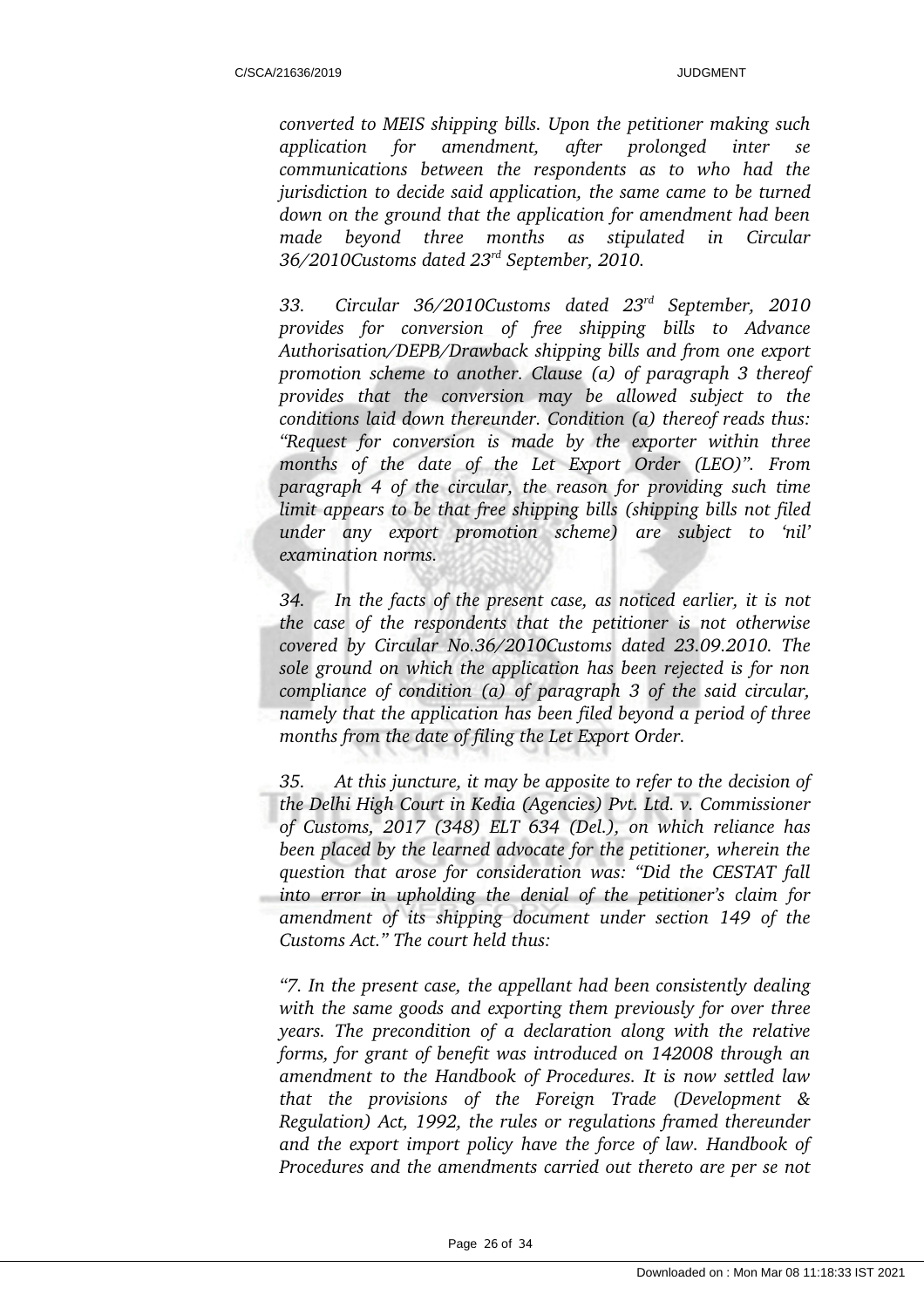*converted to MEIS shipping bills. Upon the petitioner making such application for amendment, after prolonged inter se communications between the respondents as to who had the jurisdiction to decide said application, the same came to be turned down on the ground that the application for amendment had been made beyond three months as stipulated in Circular 36/2010Customs dated 23rd September, 2010.*

*33. Circular 36/2010Customs dated 23rd September, 2010 provides for conversion of free shipping bills to Advance Authorisation/DEPB/Drawback shipping bills and from one export promotion scheme to another. Clause (a) of paragraph 3 thereof provides that the conversion may be allowed subject to the conditions laid down thereunder. Condition (a) thereof reads thus: "Request for conversion is made by the exporter within three months of the date of the Let Export Order (LEO)". From paragraph 4 of the circular, the reason for providing such time limit appears to be that free shipping bills (shipping bills not filed under any export promotion scheme) are subject to 'nil' examination norms.*

*34. In the facts of the present case, as noticed earlier, it is not the case of the respondents that the petitioner is not otherwise covered by Circular No.36/2010Customs dated 23.09.2010. The sole ground on which the application has been rejected is for non compliance of condition (a) of paragraph 3 of the said circular, namely that the application has been filed beyond a period of three months from the date of filing the Let Export Order.*

*35. At this juncture, it may be apposite to refer to the decision of the Delhi High Court in Kedia (Agencies) Pvt. Ltd. v. Commissioner of Customs, 2017 (348) ELT 634 (Del.), on which reliance has been placed by the learned advocate for the petitioner, wherein the question that arose for consideration was: "Did the CESTAT fall into error in upholding the denial of the petitioner's claim for amendment of its shipping document under section 149 of the Customs Act." The court held thus:*

*"7. In the present case, the appellant had been consistently dealing with the same goods and exporting them previously for over three years. The precondition of a declaration along with the relative forms, for grant of benefit was introduced on 142008 through an amendment to the Handbook of Procedures. It is now settled law that the provisions of the Foreign Trade (Development & Regulation) Act, 1992, the rules or regulations framed thereunder and the export import policy have the force of law. Handbook of Procedures and the amendments carried out thereto are per se not*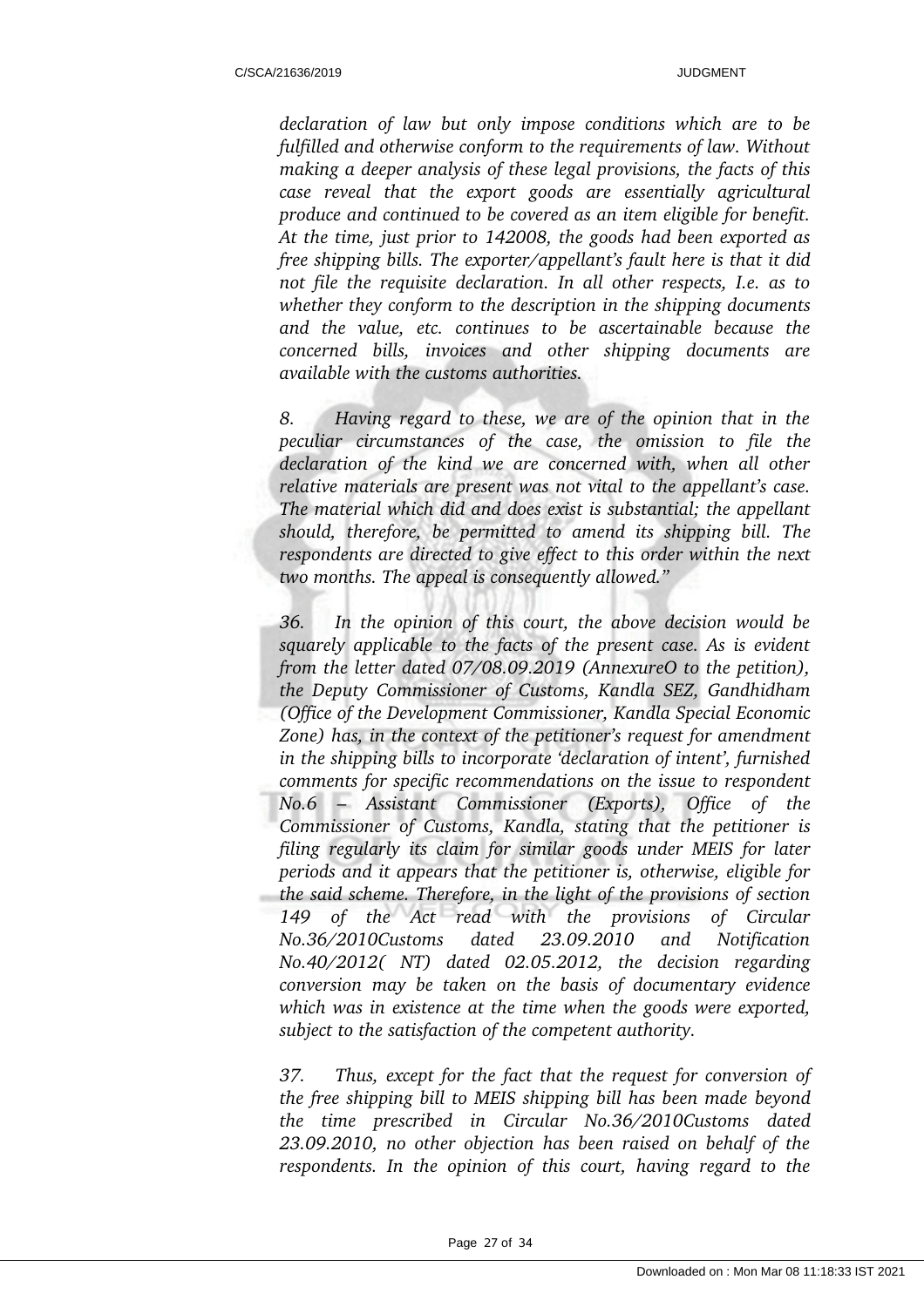*declaration of law but only impose conditions which are to be fulfilled and otherwise conform to the requirements of law. Without making a deeper analysis of these legal provisions, the facts of this case reveal that the export goods are essentially agricultural produce and continued to be covered as an item eligible for benefit. At the time, just prior to 142008, the goods had been exported as free shipping bills. The exporter/appellant's fault here is that it did not file the requisite declaration. In all other respects, I.e. as to whether they conform to the description in the shipping documents and the value, etc. continues to be ascertainable because the concerned bills, invoices and other shipping documents are available with the customs authorities.*

*8. Having regard to these, we are of the opinion that in the peculiar circumstances of the case, the omission to file the declaration of the kind we are concerned with, when all other relative materials are present was not vital to the appellant's case. The material which did and does exist is substantial; the appellant should, therefore, be permitted to amend its shipping bill. The respondents are directed to give effect to this order within the next two months. The appeal is consequently allowed."*

*36. In the opinion of this court, the above decision would be squarely applicable to the facts of the present case. As is evident from the letter dated 07/08.09.2019 (AnnexureO to the petition), the Deputy Commissioner of Customs, Kandla SEZ, Gandhidham (Office of the Development Commissioner, Kandla Special Economic Zone) has, in the context of the petitioner's request for amendment in the shipping bills to incorporate 'declaration of intent', furnished comments for specific recommendations on the issue to respondent No.6 – Assistant Commissioner (Exports), Office of the Commissioner of Customs, Kandla, stating that the petitioner is filing regularly its claim for similar goods under MEIS for later periods and it appears that the petitioner is, otherwise, eligible for the said scheme. Therefore, in the light of the provisions of section 149 of the Act read with the provisions of Circular No.36/2010Customs dated 23.09.2010 and Notification No.40/2012( NT) dated 02.05.2012, the decision regarding conversion may be taken on the basis of documentary evidence which was in existence at the time when the goods were exported, subject to the satisfaction of the competent authority.*

*37. Thus, except for the fact that the request for conversion of the free shipping bill to MEIS shipping bill has been made beyond the time prescribed in Circular No.36/2010Customs dated 23.09.2010, no other objection has been raised on behalf of the respondents. In the opinion of this court, having regard to the*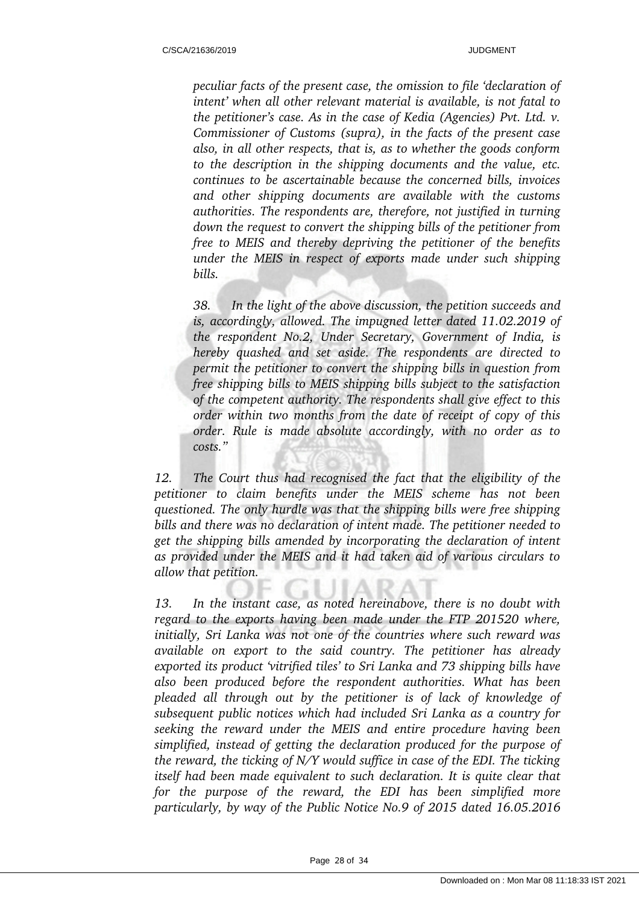*peculiar facts of the present case, the omission to file 'declaration of intent' when all other relevant material is available, is not fatal to the petitioner's case. As in the case of Kedia (Agencies) Pvt. Ltd. v. Commissioner of Customs (supra), in the facts of the present case also, in all other respects, that is, as to whether the goods conform to the description in the shipping documents and the value, etc. continues to be ascertainable because the concerned bills, invoices and other shipping documents are available with the customs authorities. The respondents are, therefore, not justified in turning down the request to convert the shipping bills of the petitioner from free to MEIS and thereby depriving the petitioner of the benefits under the MEIS in respect of exports made under such shipping bills.*

*38. In the light of the above discussion, the petition succeeds and is, accordingly, allowed. The impugned letter dated 11.02.2019 of the respondent No.2, Under Secretary, Government of India, is hereby quashed and set aside. The respondents are directed to permit the petitioner to convert the shipping bills in question from free shipping bills to MEIS shipping bills subject to the satisfaction of the competent authority. The respondents shall give effect to this order within two months from the date of receipt of copy of this order. Rule is made absolute accordingly, with no order as to costs."*

*12. The Court thus had recognised the fact that the eligibility of the petitioner to claim benefits under the MEIS scheme has not been questioned. The only hurdle was that the shipping bills were free shipping bills and there was no declaration of intent made. The petitioner needed to get the shipping bills amended by incorporating the declaration of intent as provided under the MEIS and it had taken aid of various circulars to allow that petition.*

*13. In the instant case, as noted hereinabove, there is no doubt with regard to the exports having been made under the FTP 201520 where, initially, Sri Lanka was not one of the countries where such reward was available on export to the said country. The petitioner has already exported its product 'vitrified tiles' to Sri Lanka and 73 shipping bills have also been produced before the respondent authorities. What has been pleaded all through out by the petitioner is of lack of knowledge of subsequent public notices which had included Sri Lanka as a country for seeking the reward under the MEIS and entire procedure having been simplified, instead of getting the declaration produced for the purpose of the reward, the ticking of N/Y would suffice in case of the EDI. The ticking itself had been made equivalent to such declaration. It is quite clear that for the purpose of the reward, the EDI has been simplified more particularly, by way of the Public Notice No.9 of 2015 dated 16.05.2016*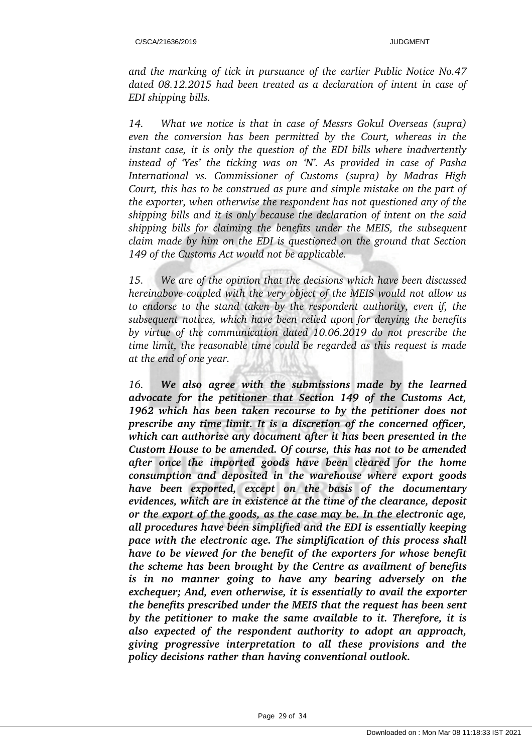*and the marking of tick in pursuance of the earlier Public Notice No.47 dated 08.12.2015 had been treated as a declaration of intent in case of EDI shipping bills.*

*14. What we notice is that in case of Messrs Gokul Overseas (supra) even the conversion has been permitted by the Court, whereas in the instant case, it is only the question of the EDI bills where inadvertently instead of 'Yes' the ticking was on 'N'. As provided in case of Pasha International vs. Commissioner of Customs (supra) by Madras High Court, this has to be construed as pure and simple mistake on the part of the exporter, when otherwise the respondent has not questioned any of the shipping bills and it is only because the declaration of intent on the said shipping bills for claiming the benefits under the MEIS, the subsequent claim made by him on the EDI is questioned on the ground that Section 149 of the Customs Act would not be applicable.*

*15. We are of the opinion that the decisions which have been discussed hereinabove coupled with the very object of the MEIS would not allow us to endorse to the stand taken by the respondent authority, even if, the subsequent notices, which have been relied upon for denying the benefits by virtue of the communication dated 10.06.2019 do not prescribe the time limit, the reasonable time could be regarded as this request is made at the end of one year.*

*16.* ***We also agree with the submissions made by the learned advocate for the petitioner that Section 149 of the Customs Act, 1962 which has been taken recourse to by the petitioner does not prescribe any time limit. It is a discretion of the concerned officer, which can authorize any document after it has been presented in the Custom House to be amended. Of course, this has not to be amended after once the imported goods have been cleared for the home consumption and deposited in the warehouse where export goods have been exported, except on the basis of the documentary evidences, which are in existence at the time of the clearance, deposit or the export of the goods, as the case may be. In the electronic age, all procedures have been simplified and the EDI is essentially keeping pace with the electronic age. The simplification of this process shall have to be viewed for the benefit of the exporters for whose benefit the scheme has been brought by the Centre as availment of benefits is in no manner going to have any bearing adversely on the exchequer; And, even otherwise, it is essentially to avail the exporter the benefits prescribed under the MEIS that the request has been sent by the petitioner to make the same available to it. Therefore, it is also expected of the respondent authority to adopt an approach, giving progressive interpretation to all these provisions and the policy decisions rather than having conventional outlook.***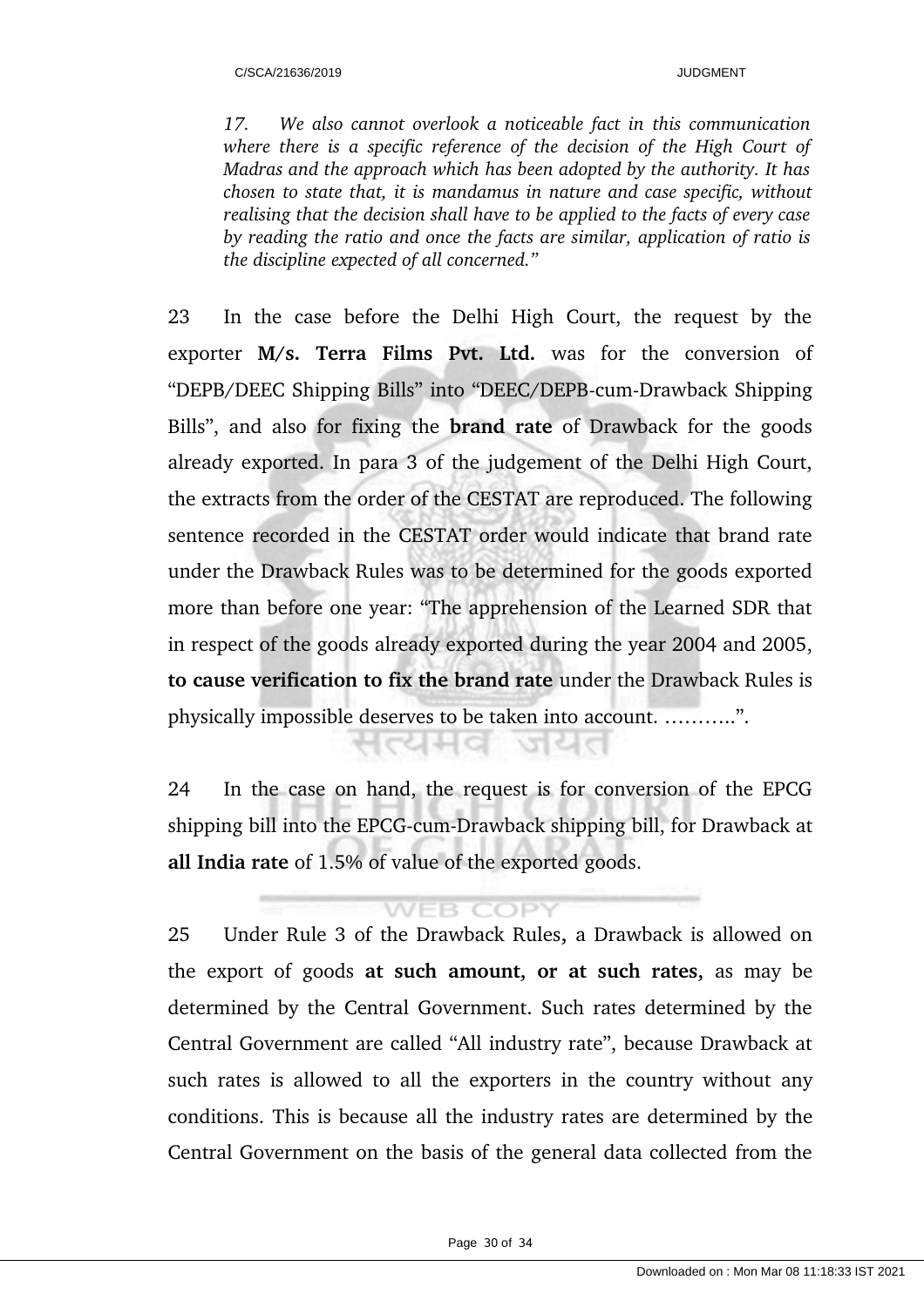*17. We also cannot overlook a noticeable fact in this communication where there is a specific reference of the decision of the High Court of Madras and the approach which has been adopted by the authority. It has chosen to state that, it is mandamus in nature and case specific, without realising that the decision shall have to be applied to the facts of every case by reading the ratio and once the facts are similar, application of ratio is the discipline expected of all concerned."*

23 In the case before the Delhi High Court, the request by the exporter **M/s. Terra Films Pvt. Ltd.** was for the conversion of "DEPB/DEEC Shipping Bills" into "DEEC/DEPB-cum-Drawback Shipping Bills", and also for fixing the **brand rate** of Drawback for the goods already exported. In para 3 of the judgement of the Delhi High Court, the extracts from the order of the CESTAT are reproduced. The following sentence recorded in the CESTAT order would indicate that brand rate under the Drawback Rules was to be determined for the goods exported more than before one year: "The apprehension of the Learned SDR that in respect of the goods already exported during the year 2004 and 2005, **to cause verification to fix the brand rate** under the Drawback Rules is physically impossible deserves to be taken into account. ………..".

24 In the case on hand, the request is for conversion of the EPCG shipping bill into the EPCG-cum-Drawback shipping bill, for Drawback at **all India rate** of 1.5% of value of the exported goods.

25 Under Rule 3 of the Drawback Rules, a Drawback is allowed on the export of goods **at such amount, or at such rates,** as may be determined by the Central Government. Such rates determined by the Central Government are called "All industry rate", because Drawback at such rates is allowed to all the exporters in the country without any conditions. This is because all the industry rates are determined by the Central Government on the basis of the general data collected from the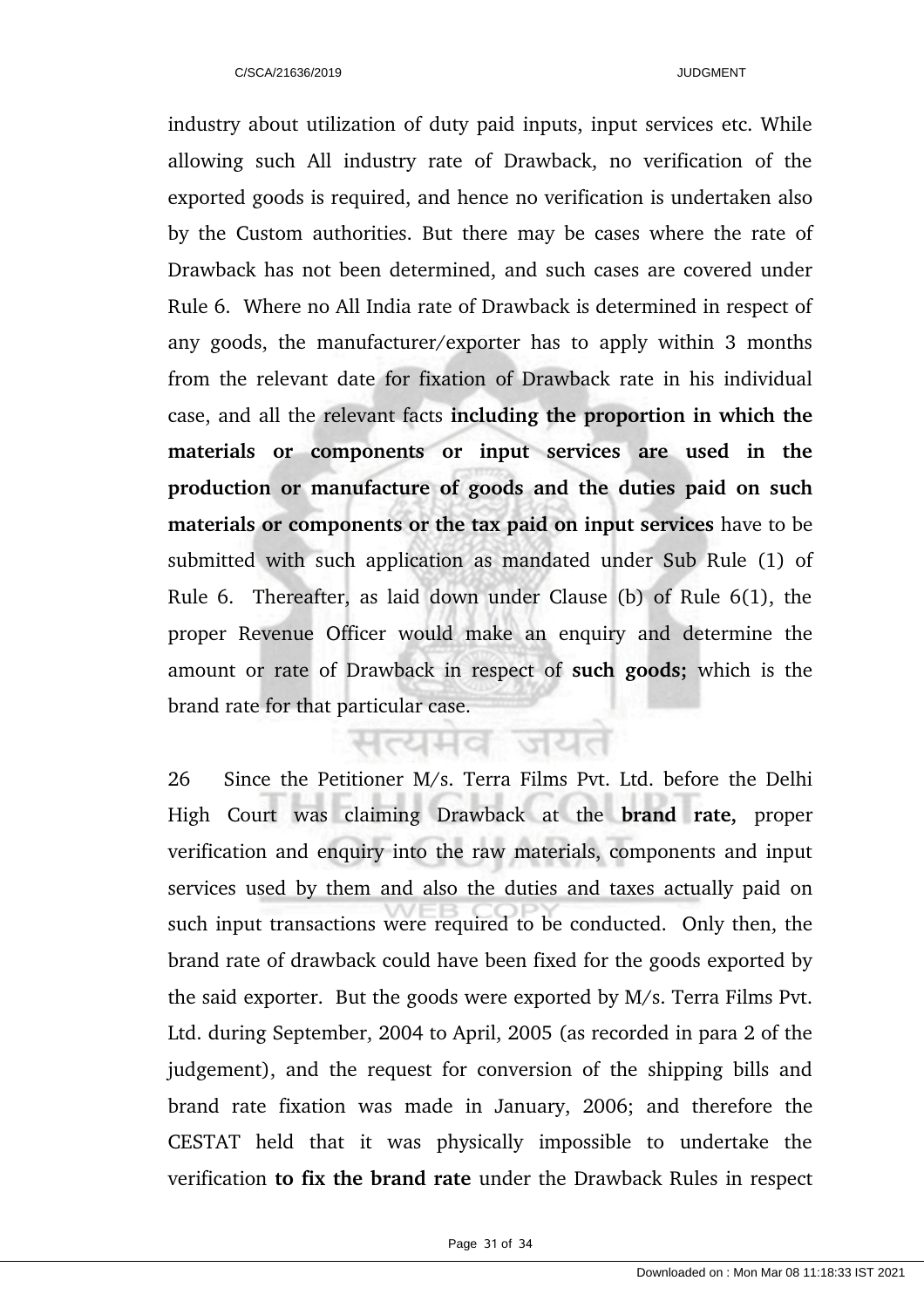industry about utilization of duty paid inputs, input services etc. While allowing such All industry rate of Drawback, no verification of the exported goods is required, and hence no verification is undertaken also by the Custom authorities. But there may be cases where the rate of Drawback has not been determined, and such cases are covered under Rule 6. Where no All India rate of Drawback is determined in respect of any goods, the manufacturer/exporter has to apply within 3 months from the relevant date for fixation of Drawback rate in his individual case, and all the relevant facts **including the proportion in which the materials or components or input services are used in the production or manufacture of goods and the duties paid on such materials or components or the tax paid on input services** have to be submitted with such application as mandated under Sub Rule (1) of Rule 6. Thereafter, as laid down under Clause (b) of Rule 6(1), the proper Revenue Officer would make an enquiry and determine the amount or rate of Drawback in respect of **such goods;** which is the brand rate for that particular case.

26 Since the Petitioner M/s. Terra Films Pvt. Ltd. before the Delhi High Court was claiming Drawback at the **brand rate,** proper verification and enquiry into the raw materials, components and input services used by them and also the duties and taxes actually paid on such input transactions were required to be conducted. Only then, the brand rate of drawback could have been fixed for the goods exported by the said exporter. But the goods were exported by M/s. Terra Films Pvt. Ltd. during September, 2004 to April, 2005 (as recorded in para 2 of the judgement), and the request for conversion of the shipping bills and brand rate fixation was made in January, 2006; and therefore the CESTAT held that it was physically impossible to undertake the verification **to fix the brand rate** under the Drawback Rules in respect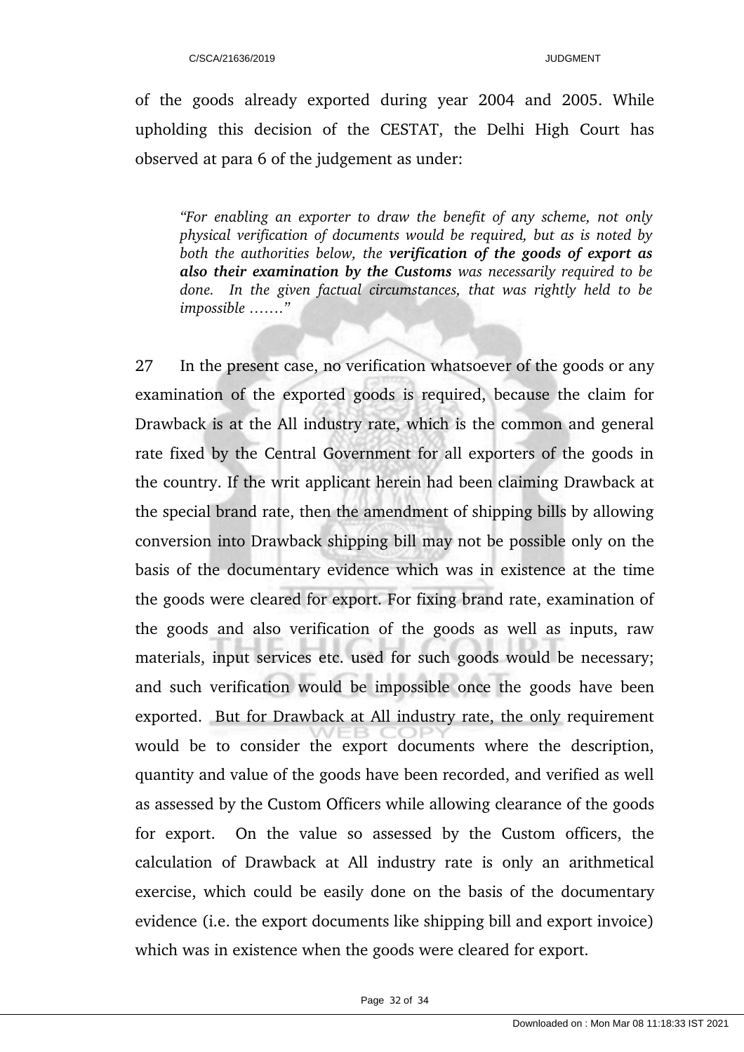of the goods already exported during year 2004 and 2005. While upholding this decision of the CESTAT, the Delhi High Court has observed at para 6 of the judgement as under:

> *"For enabling an exporter to draw the benefit of any scheme, not only physical verification of documents would be required, but as is noted by both the authorities below, the* ***verification of the goods of export as also their examination by the Customs*** *was necessarily required to be done. In the given factual circumstances, that was rightly held to be impossible ……."*

27 In the present case, no verification whatsoever of the goods or any examination of the exported goods is required, because the claim for Drawback is at the All industry rate, which is the common and general rate fixed by the Central Government for all exporters of the goods in the country. If the writ applicant herein had been claiming Drawback at the special brand rate, then the amendment of shipping bills by allowing conversion into Drawback shipping bill may not be possible only on the basis of the documentary evidence which was in existence at the time the goods were cleared for export. For fixing brand rate, examination of the goods and also verification of the goods as well as inputs, raw materials, input services etc. used for such goods would be necessary; and such verification would be impossible once the goods have been exported. But for Drawback at All industry rate, the only requirement would be to consider the export documents where the description, quantity and value of the goods have been recorded, and verified as well as assessed by the Custom Officers while allowing clearance of the goods for export. On the value so assessed by the Custom officers, the calculation of Drawback at All industry rate is only an arithmetical exercise, which could be easily done on the basis of the documentary evidence (i.e. the export documents like shipping bill and export invoice) which was in existence when the goods were cleared for export.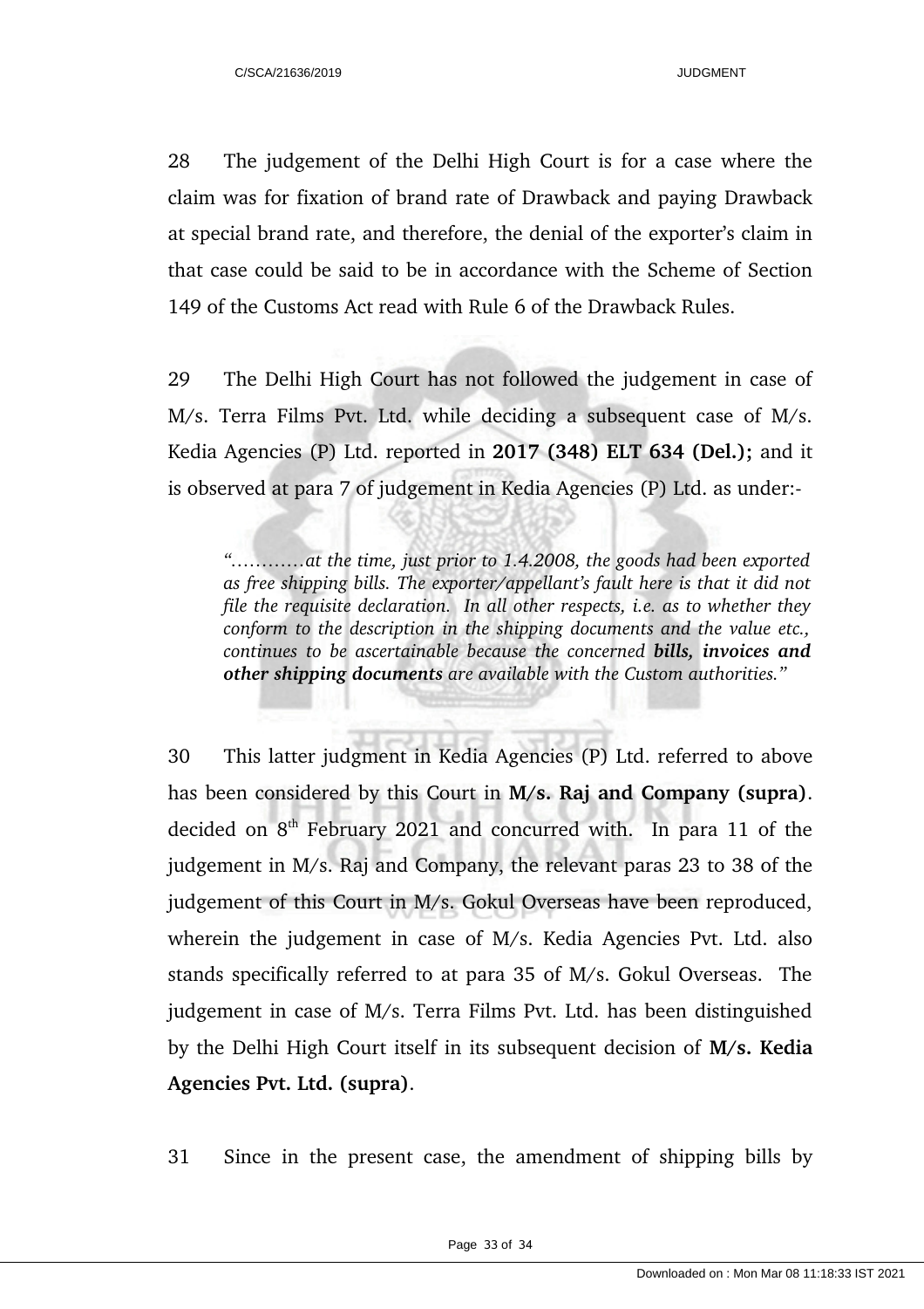28 The judgement of the Delhi High Court is for a case where the claim was for fixation of brand rate of Drawback and paying Drawback at special brand rate, and therefore, the denial of the exporter's claim in that case could be said to be in accordance with the Scheme of Section 149 of the Customs Act read with Rule 6 of the Drawback Rules.

29 The Delhi High Court has not followed the judgement in case of M/s. Terra Films Pvt. Ltd. while deciding a subsequent case of M/s. Kedia Agencies (P) Ltd. reported in **2017 (348) ELT 634 (Del.);** and it is observed at para 7 of judgement in Kedia Agencies (P) Ltd. as under:-

> *"…………at the time, just prior to 1.4.2008, the goods had been exported as free shipping bills. The exporter/appellant's fault here is that it did not file the requisite declaration. In all other respects, i.e. as to whether they conform to the description in the shipping documents and the value etc., continues to be ascertainable because the concerned **bills, invoices and other shipping documents** are available with the Custom authorities."*

30 This latter judgment in Kedia Agencies (P) Ltd. referred to above has been considered by this Court in **M/s. Raj and Company (supra)**. decided on 8th February 2021 and concurred with. In para 11 of the judgement in M/s. Raj and Company, the relevant paras 23 to 38 of the judgement of this Court in M/s. Gokul Overseas have been reproduced, wherein the judgement in case of M/s. Kedia Agencies Pvt. Ltd. also stands specifically referred to at para 35 of M/s. Gokul Overseas. The judgement in case of M/s. Terra Films Pvt. Ltd. has been distinguished by the Delhi High Court itself in its subsequent decision of **M/s. Kedia Agencies Pvt. Ltd. (supra)**.

31 Since in the present case, the amendment of shipping bills by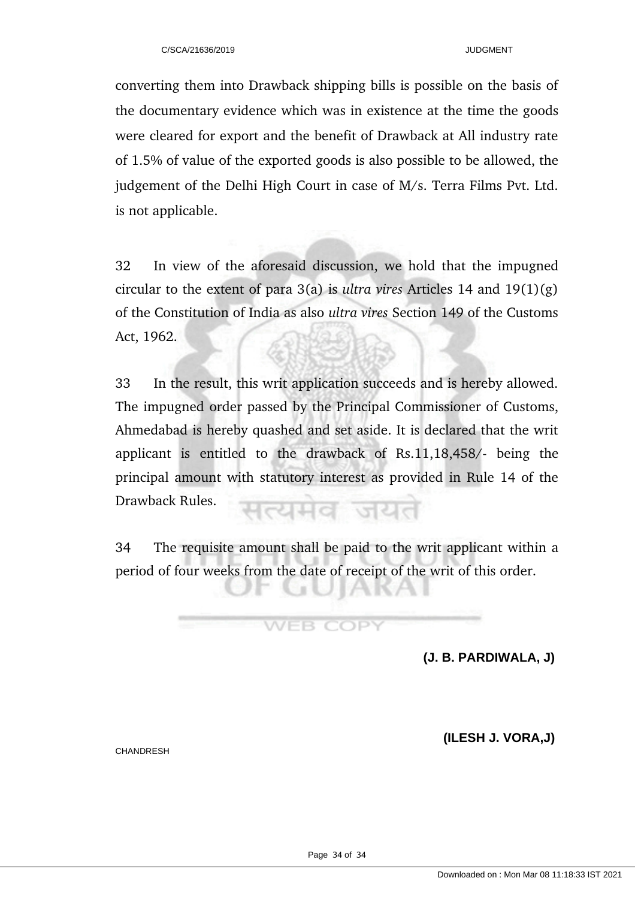converting them into Drawback shipping bills is possible on the basis of the documentary evidence which was in existence at the time the goods were cleared for export and the benefit of Drawback at All industry rate of 1.5% of value of the exported goods is also possible to be allowed, the judgement of the Delhi High Court in case of M/s. Terra Films Pvt. Ltd. is not applicable.

32 In view of the aforesaid discussion, we hold that the impugned circular to the extent of para 3(a) is *ultra vires* Articles 14 and 19(1)(g) of the Constitution of India as also *ultra vires* Section 149 of the Customs Act, 1962.

33 In the result, this writ application succeeds and is hereby allowed. The impugned order passed by the Principal Commissioner of Customs, Ahmedabad is hereby quashed and set aside. It is declared that the writ applicant is entitled to the drawback of Rs.11,18,458/- being the principal amount with statutory interest as provided in Rule 14 of the Drawback Rules.

34 The requisite amount shall be paid to the writ applicant within a period of four weeks from the date of receipt of the writ of this order.

**(J. B. PARDIWALA, J)**

**(ILESH J. VORA,J)**

CHANDRESH